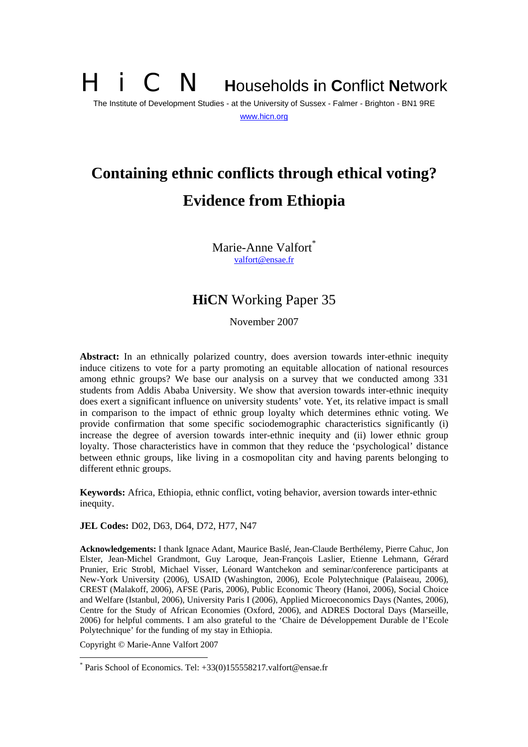H i C N **H**ouseholds **i**n **C**onflict **N**etwork

The Institute of Development Studies - at the University of Sussex - Falmer - Brighton - BN1 9RE

www.hicn.org

# Containing ethnic conflicts through ethical voting? Evidence from Ethiopia

Marie-Anne Valfort*

valfort@ensae.fr

## **HiCN** Working Paper 35

November 2007

**Abstract:** In an ethnically polarized country, does aversion towards inter-ethnic inequity induce citizens to vote for a party promoting an equitable allocation of national resources among ethnic groups? We base our analysis on a survey that we conducted among 331 students from Addis Ababa University. We show that aversion towards inter-ethnic inequity does exert a significant influence on university students' vote. Yet, its relative impact is small in comparison to the impact of ethnic group loyalty which determines ethnic voting. We provide confirmation that some specific sociodemographic characteristics significantly (i) increase the degree of aversion towards inter-ethnic inequity and (ii) lower ethnic group loyalty. Those characteristics have in common that they reduce the 'psychological' distance between ethnic groups, like living in a cosmopolitan city and having parents belonging to different ethnic groups.

**Keywords:** Africa, Ethiopia, ethnic conflict, voting behavior, aversion towards inter-ethnic inequity.

**JEL Codes:** D02, D63, D64, D72, H77, N47

**Acknowledgements:** I thank Ignace Adant, Maurice Baslé, Jean-Claude Berthélemy, Pierre Cahuc, Jon Elster, Jean-Michel Grandmont, Guy Laroque, Jean-François Laslier, Etienne Lehmann, Gérard Prunier, Eric Strobl, Michael Visser, Léonard Wantchekon and seminar/conference participants at New-York University (2006), USAID (Washington, 2006), Ecole Polytechnique (Palaiseau, 2006), CREST (Malakoff, 2006), AFSE (Paris, 2006), Public Economic Theory (Hanoi, 2006), Social Choice and Welfare (Istanbul, 2006), University Paris I (2006), Applied Microeconomics Days (Nantes, 2006), Centre for the Study of African Economies (Oxford, 2006), and ADRES Doctoral Days (Marseille, 2006) for helpful comments. I am also grateful to the 'Chaire de Développement Durable de l'Ecole Polytechnique' for the funding of my stay in Ethiopia.

Copyright © Marie-Anne Valfort 2007

* Paris School of Economics. Tel: +33(0)155558217.valfort@ensae.fr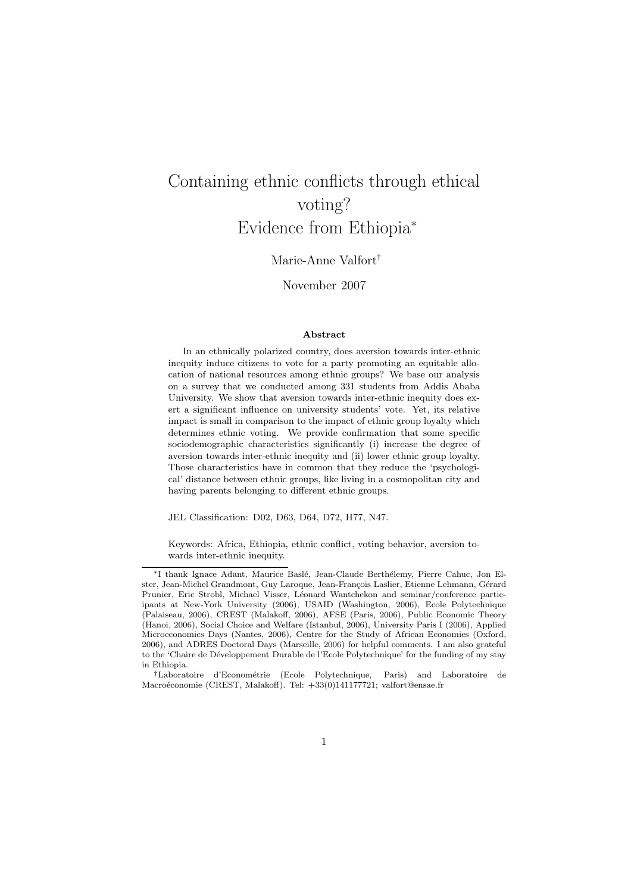# Containing ethnic conflicts through ethical voting? Evidence from Ethiopia*

Marie-Anne Valfort[†]

November 2007

### Abstract

In an ethnically polarized country, does aversion towards inter-ethnic inequity induce citizens to vote for a party promoting an equitable allocation of national resources among ethnic groups? We base our analysis on a survey that we conducted among 331 students from Addis Ababa University. We show that aversion towards inter-ethnic inequity does exert a significant influence on university students' vote. Yet, its relative impact is small in comparison to the impact of ethnic group loyalty which determines ethnic voting. We provide confirmation that some specific sociodemographic characteristics significantly (i) increase the degree of aversion towards inter-ethnic inequity and (ii) lower ethnic group loyalty. Those characteristics have in common that they reduce the 'psychological' distance between ethnic groups, like living in a cosmopolitan city and having parents belonging to different ethnic groups.

JEL Classification: D02, D63, D64, D72, H77, N47.

Keywords: Africa, Ethiopia, ethnic conflict, voting behavior, aversion towards inter-ethnic inequity.

---

*I thank Ignace Adant, Maurice Baslé, Jean-Claude Berthélemy, Pierre Cahuc, Jon Elster, Jean-Michel Grandmont, Guy Laroque, Jean-François Laslier, Etienne Lehmann, Gérard Prunier, Eric Strobl, Michael Visser, Léonard Wantchekon and seminar/conference participants at New-York University (2006), USAID (Washington, 2006), Ecole Polytechnique (Palaiseau, 2006), CREST (Malakoff, 2006), AFSE (Paris, 2006), Public Economic Theory (Hanoi, 2006), Social Choice and Welfare (Istanbul, 2006), University Paris I (2006), Applied Microeconomics Days (Nantes, 2006), Centre for the Study of African Economies (Oxford, 2006), and ADRES Doctoral Days (Marseille, 2006) for helpful comments. I am also grateful to the 'Chaire de Développement Durable de l'Ecole Polytechnique' for the funding of my stay in Ethiopia.

[†]Laboratoire d'Econométrie (Ecole Polytechnique, Paris) and Laboratoire de Macroéconomie (CREST, Malakoff). Tel: +33(0)141177721; valfort@ensae.fr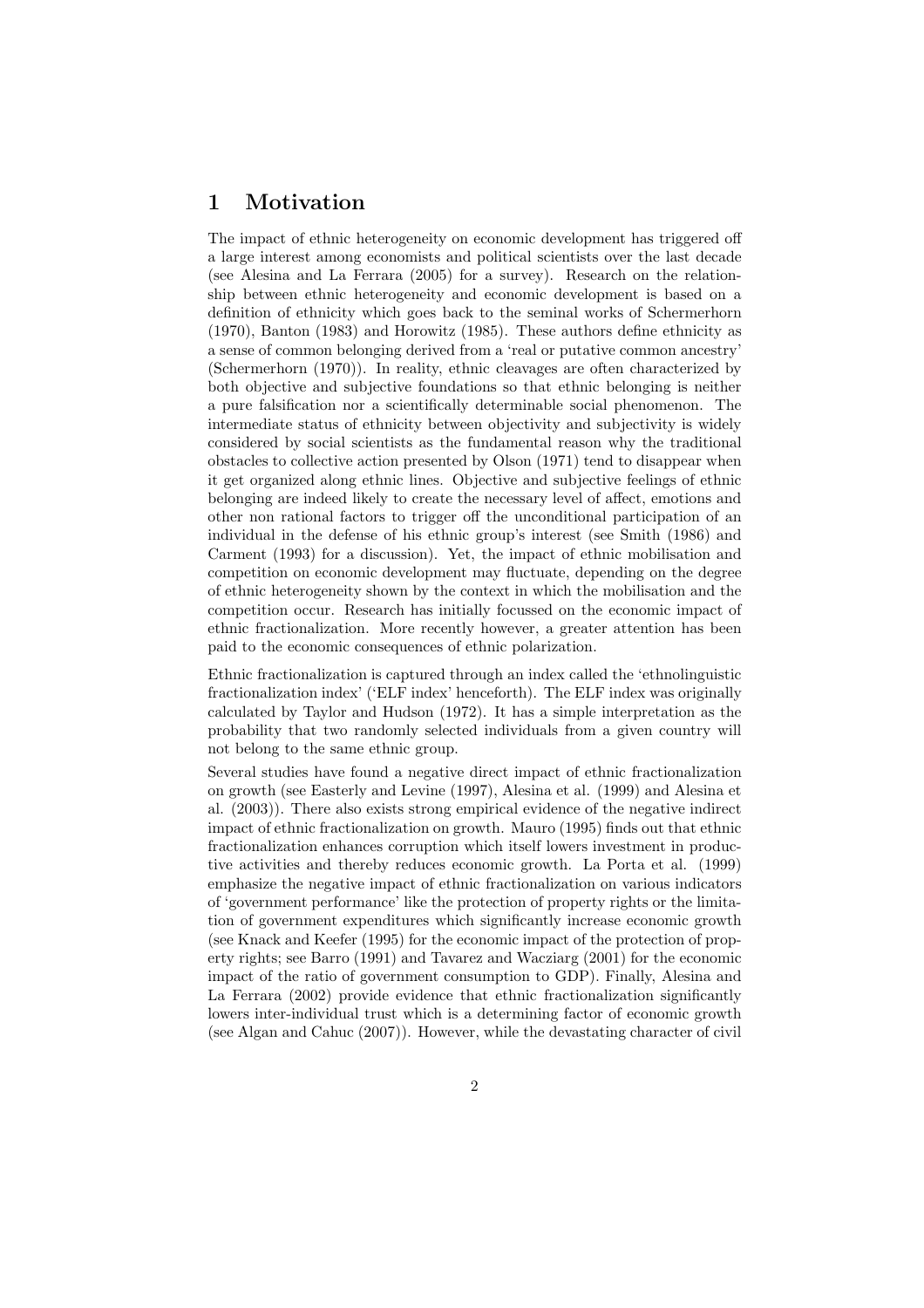# 1 Motivation

The impact of ethnic heterogeneity on economic development has triggered off a large interest among economists and political scientists over the last decade (see Alesina and La Ferrara (2005) for a survey). Research on the relationship between ethnic heterogeneity and economic development is based on a definition of ethnicity which goes back to the seminal works of Schermerhorn (1970), Banton (1983) and Horowitz (1985). These authors define ethnicity as a sense of common belonging derived from a 'real or putative common ancestry' (Schermerhorn (1970)). In reality, ethnic cleavages are often characterized by both objective and subjective foundations so that ethnic belonging is neither a pure falsification nor a scientifically determinable social phenomenon. The intermediate status of ethnicity between objectivity and subjectivity is widely considered by social scientists as the fundamental reason why the traditional obstacles to collective action presented by Olson (1971) tend to disappear when it get organized along ethnic lines. Objective and subjective feelings of ethnic belonging are indeed likely to create the necessary level of affect, emotions and other non rational factors to trigger off the unconditional participation of an individual in the defense of his ethnic group's interest (see Smith (1986) and Carment (1993) for a discussion). Yet, the impact of ethnic mobilisation and competition on economic development may fluctuate, depending on the degree of ethnic heterogeneity shown by the context in which the mobilisation and the competition occur. Research has initially focussed on the economic impact of ethnic fractionalization. More recently however, a greater attention has been paid to the economic consequences of ethnic polarization.

Ethnic fractionalization is captured through an index called the 'ethnolinguistic fractionalization index' ('ELF index' henceforth). The ELF index was originally calculated by Taylor and Hudson (1972). It has a simple interpretation as the probability that two randomly selected individuals from a given country will not belong to the same ethnic group.

Several studies have found a negative direct impact of ethnic fractionalization on growth (see Easterly and Levine (1997), Alesina et al. (1999) and Alesina et al. (2003)). There also exists strong empirical evidence of the negative indirect impact of ethnic fractionalization on growth. Mauro (1995) finds out that ethnic fractionalization enhances corruption which itself lowers investment in productive activities and thereby reduces economic growth. La Porta et al. (1999) emphasize the negative impact of ethnic fractionalization on various indicators of 'government performance' like the protection of property rights or the limitation of government expenditures which significantly increase economic growth (see Knack and Keefer (1995) for the economic impact of the protection of property rights; see Barro (1991) and Tavarez and Wacziarg (2001) for the economic impact of the ratio of government consumption to GDP). Finally, Alesina and La Ferrara (2002) provide evidence that ethnic fractionalization significantly lowers inter-individual trust which is a determining factor of economic growth (see Algan and Cahuc (2007)). However, while the devastating character of civil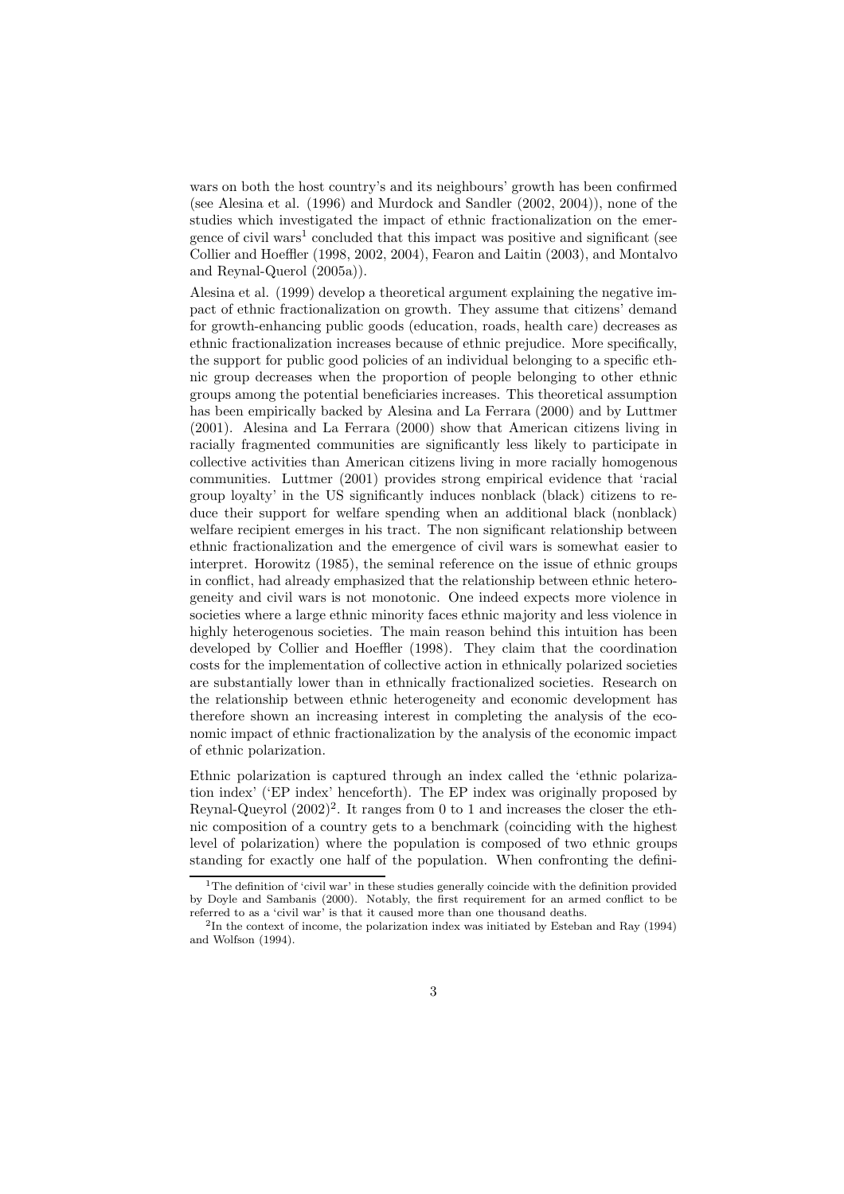wars on both the host country's and its neighbours' growth has been confirmed (see Alesina et al. (1996) and Murdock and Sandler (2002, 2004)), none of the studies which investigated the impact of ethnic fractionalization on the emergence of civil wars[1] concluded that this impact was positive and significant (see Collier and Hoeffler (1998, 2002, 2004), Fearon and Laitin (2003), and Montalvo and Reynal-Querol (2005a)).

Alesina et al. (1999) develop a theoretical argument explaining the negative impact of ethnic fractionalization on growth. They assume that citizens' demand for growth-enhancing public goods (education, roads, health care) decreases as ethnic fractionalization increases because of ethnic prejudice. More specifically, the support for public good policies of an individual belonging to a specific ethnic group decreases when the proportion of people belonging to other ethnic groups among the potential beneficiaries increases. This theoretical assumption has been empirically backed by Alesina and La Ferrara (2000) and by Luttmer (2001). Alesina and La Ferrara (2000) show that American citizens living in racially fragmented communities are significantly less likely to participate in collective activities than American citizens living in more racially homogenous communities. Luttmer (2001) provides strong empirical evidence that 'racial group loyalty' in the US significantly induces nonblack (black) citizens to reduce their support for welfare spending when an additional black (nonblack) welfare recipient emerges in his tract. The non significant relationship between ethnic fractionalization and the emergence of civil wars is somewhat easier to interpret. Horowitz (1985), the seminal reference on the issue of ethnic groups in conflict, had already emphasized that the relationship between ethnic heterogeneity and civil wars is not monotonic. One indeed expects more violence in societies where a large ethnic minority faces ethnic majority and less violence in highly heterogenous societies. The main reason behind this intuition has been developed by Collier and Hoeffler (1998). They claim that the coordination costs for the implementation of collective action in ethnically polarized societies are substantially lower than in ethnically fractionalized societies. Research on the relationship between ethnic heterogeneity and economic development has therefore shown an increasing interest in completing the analysis of the economic impact of ethnic fractionalization by the analysis of the economic impact of ethnic polarization.

Ethnic polarization is captured through an index called the 'ethnic polarization index' ('EP index' henceforth). The EP index was originally proposed by Reynal-Queyrol (2002)[2]. It ranges from 0 to 1 and increases the closer the ethnic composition of a country gets to a benchmark (coinciding with the highest level of polarization) where the population is composed of two ethnic groups standing for exactly one half of the population. When confronting the defini-

[1] The definition of 'civil war' in these studies generally coincide with the definition provided by Doyle and Sambanis (2000). Notably, the first requirement for an armed conflict to be referred to as a 'civil war' is that it caused more than one thousand deaths.

[2] In the context of income, the polarization index was initiated by Esteban and Ray (1994) and Wolfson (1994).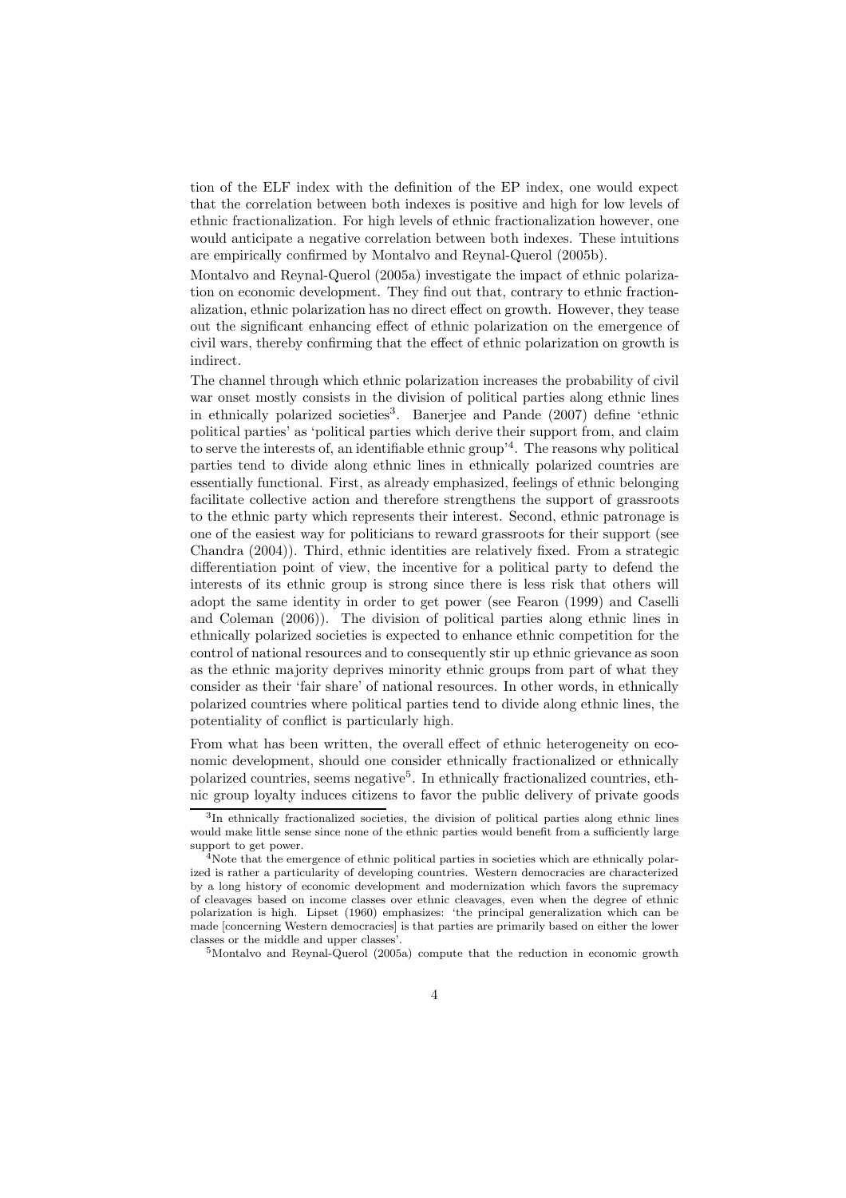tion of the ELF index with the definition of the EP index, one would expect that the correlation between both indexes is positive and high for low levels of ethnic fractionalization. For high levels of ethnic fractionalization however, one would anticipate a negative correlation between both indexes. These intuitions are empirically confirmed by Montalvo and Reynal-Querol (2005b).

Montalvo and Reynal-Querol (2005a) investigate the impact of ethnic polarization on economic development. They find out that, contrary to ethnic fractionalization, ethnic polarization has no direct effect on growth. However, they tease out the significant enhancing effect of ethnic polarization on the emergence of civil wars, thereby confirming that the effect of ethnic polarization on growth is indirect.

The channel through which ethnic polarization increases the probability of civil war onset mostly consists in the division of political parties along ethnic lines in ethnically polarized societies[3]. Banerjee and Pande (2007) define 'ethnic political parties' as 'political parties which derive their support from, and claim to serve the interests of, an identifiable ethnic group'[4]. The reasons why political parties tend to divide along ethnic lines in ethnically polarized countries are essentially functional. First, as already emphasized, feelings of ethnic belonging facilitate collective action and therefore strengthens the support of grassroots to the ethnic party which represents their interest. Second, ethnic patronage is one of the easiest way for politicians to reward grassroots for their support (see Chandra (2004)). Third, ethnic identities are relatively fixed. From a strategic differentiation point of view, the incentive for a political party to defend the interests of its ethnic group is strong since there is less risk that others will adopt the same identity in order to get power (see Fearon (1999) and Caselli and Coleman (2006)). The division of political parties along ethnic lines in ethnically polarized societies is expected to enhance ethnic competition for the control of national resources and to consequently stir up ethnic grievance as soon as the ethnic majority deprives minority ethnic groups from part of what they consider as their 'fair share' of national resources. In other words, in ethnically polarized countries where political parties tend to divide along ethnic lines, the potentiality of conflict is particularly high.

From what has been written, the overall effect of ethnic heterogeneity on economic development, should one consider ethnically fractionalized or ethnically polarized countries, seems negative[5]. In ethnically fractionalized countries, ethnic group loyalty induces citizens to favor the public delivery of private goods

[3] In ethnically fractionalized societies, the division of political parties along ethnic lines would make little sense since none of the ethnic parties would benefit from a sufficiently large support to get power.

[4] Note that the emergence of ethnic political parties in societies which are ethnically polarized is rather a particularity of developing countries. Western democracies are characterized by a long history of economic development and modernization which favors the supremacy of cleavages based on income classes over ethnic cleavages, even when the degree of ethnic polarization is high. Lipset (1960) emphasizes: 'the principal generalization which can be made [concerning Western democracies] is that parties are primarily based on either the lower classes or the middle and upper classes'.

[5] Montalvo and Reynal-Querol (2005a) compute that the reduction in economic growth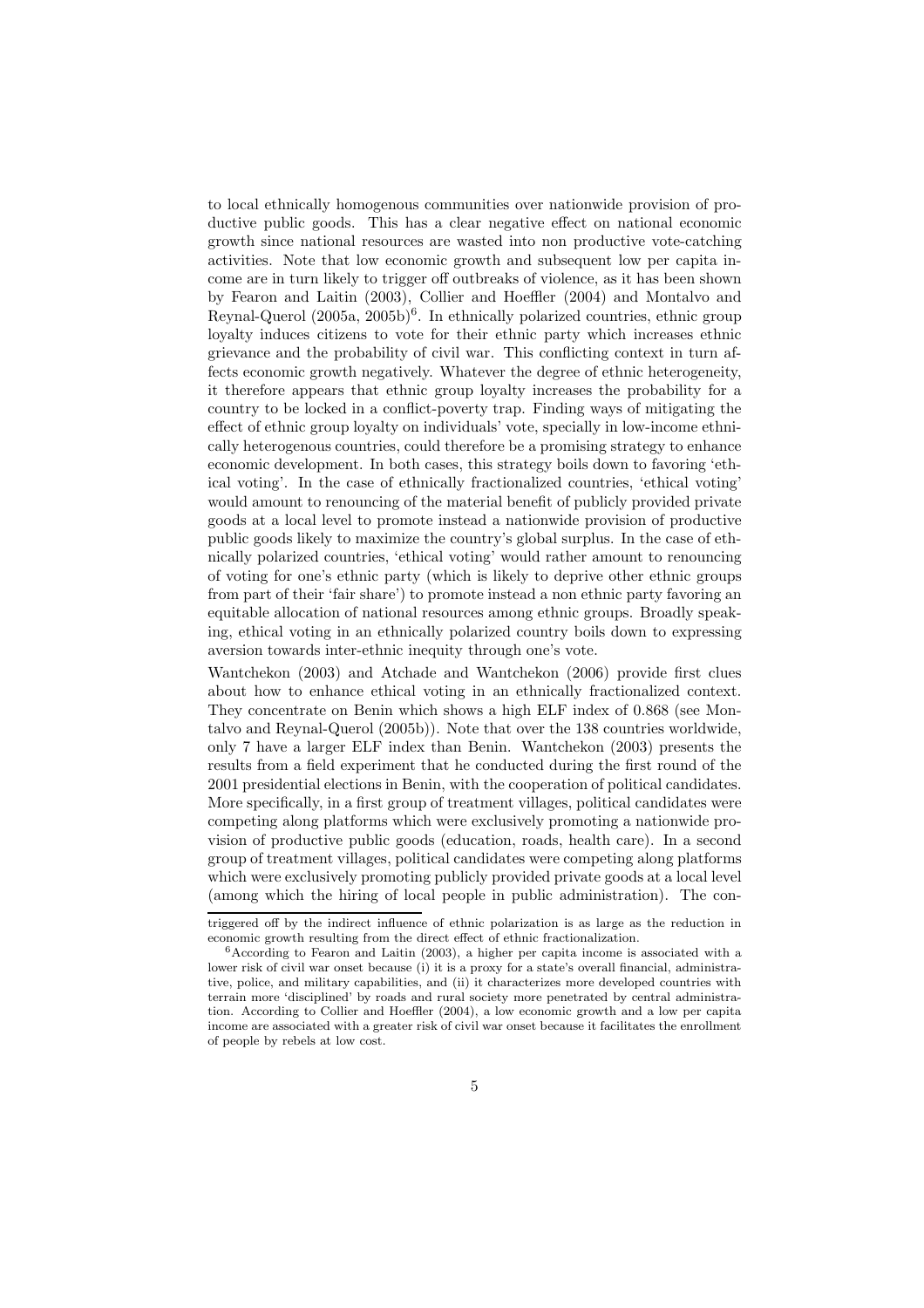to local ethnically homogenous communities over nationwide provision of productive public goods. This has a clear negative effect on national economic growth since national resources are wasted into non productive vote-catching activities. Note that low economic growth and subsequent low per capita income are in turn likely to trigger off outbreaks of violence, as it has been shown by Fearon and Laitin (2003), Collier and Hoeffler (2004) and Montalvo and Reynal-Querol (2005a, 2005b)[6]. In ethnically polarized countries, ethnic group loyalty induces citizens to vote for their ethnic party which increases ethnic grievance and the probability of civil war. This conflicting context in turn affects economic growth negatively. Whatever the degree of ethnic heterogeneity, it therefore appears that ethnic group loyalty increases the probability for a country to be locked in a conflict-poverty trap. Finding ways of mitigating the effect of ethnic group loyalty on individuals' vote, specially in low-income ethnically heterogenous countries, could therefore be a promising strategy to enhance economic development. In both cases, this strategy boils down to favoring 'ethical voting'. In the case of ethnically fractionalized countries, 'ethical voting' would amount to renouncing of the material benefit of publicly provided private goods at a local level to promote instead a nationwide provision of productive public goods likely to maximize the country's global surplus. In the case of ethnically polarized countries, 'ethical voting' would rather amount to renouncing of voting for one's ethnic party (which is likely to deprive other ethnic groups from part of their 'fair share') to promote instead a non ethnic party favoring an equitable allocation of national resources among ethnic groups. Broadly speaking, ethical voting in an ethnically polarized country boils down to expressing aversion towards inter-ethnic inequity through one's vote.

Wantchekon (2003) and Atchade and Wantchekon (2006) provide first clues about how to enhance ethical voting in an ethnically fractionalized context. They concentrate on Benin which shows a high ELF index of 0.868 (see Montalvo and Reynal-Querol (2005b)). Note that over the 138 countries worldwide, only 7 have a larger ELF index than Benin. Wantchekon (2003) presents the results from a field experiment that he conducted during the first round of the 2001 presidential elections in Benin, with the cooperation of political candidates. More specifically, in a first group of treatment villages, political candidates were competing along platforms which were exclusively promoting a nationwide provision of productive public goods (education, roads, health care). In a second group of treatment villages, political candidates were competing along platforms which were exclusively promoting publicly provided private goods at a local level (among which the hiring of local people in public administration). The con-

---

triggered off by the indirect influence of ethnic polarization is as large as the reduction in economic growth resulting from the direct effect of ethnic fractionalization.

[6] According to Fearon and Laitin (2003), a higher per capita income is associated with a lower risk of civil war onset because (i) it is a proxy for a state's overall financial, administrative, police, and military capabilities, and (ii) it characterizes more developed countries with terrain more 'disciplined' by roads and rural society more penetrated by central administration. According to Collier and Hoeffler (2004), a low economic growth and a low per capita income are associated with a greater risk of civil war onset because it facilitates the enrollment of people by rebels at low cost.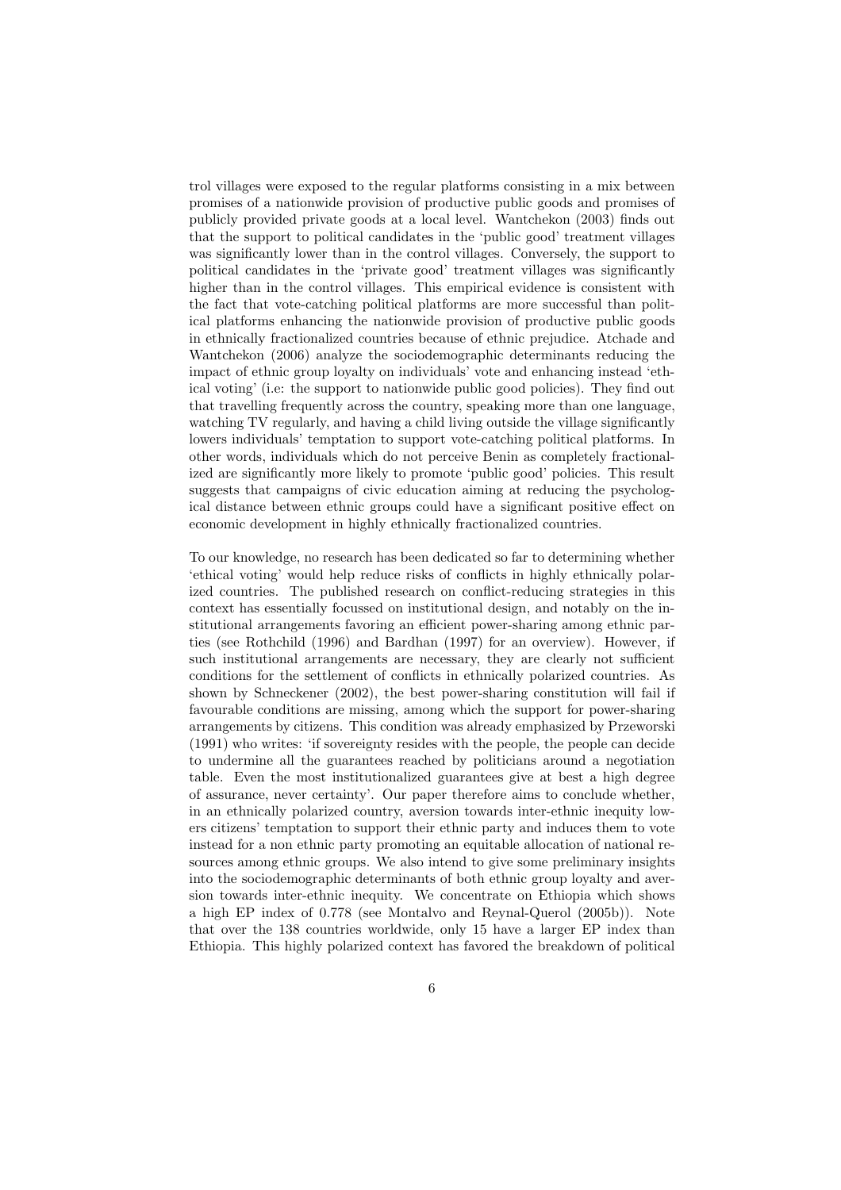trol villages were exposed to the regular platforms consisting in a mix between promises of a nationwide provision of productive public goods and promises of publicly provided private goods at a local level. Wantchekon (2003) finds out that the support to political candidates in the 'public good' treatment villages was significantly lower than in the control villages. Conversely, the support to political candidates in the 'private good' treatment villages was significantly higher than in the control villages. This empirical evidence is consistent with the fact that vote-catching political platforms are more successful than political platforms enhancing the nationwide provision of productive public goods in ethnically fractionalized countries because of ethnic prejudice. Atchade and Wantchekon (2006) analyze the sociodemographic determinants reducing the impact of ethnic group loyalty on individuals' vote and enhancing instead 'ethical voting' (i.e: the support to nationwide public good policies). They find out that travelling frequently across the country, speaking more than one language, watching TV regularly, and having a child living outside the village significantly lowers individuals' temptation to support vote-catching political platforms. In other words, individuals which do not perceive Benin as completely fractionalized are significantly more likely to promote 'public good' policies. This result suggests that campaigns of civic education aiming at reducing the psychological distance between ethnic groups could have a significant positive effect on economic development in highly ethnically fractionalized countries.

To our knowledge, no research has been dedicated so far to determining whether 'ethical voting' would help reduce risks of conflicts in highly ethnically polarized countries. The published research on conflict-reducing strategies in this context has essentially focussed on institutional design, and notably on the institutional arrangements favoring an efficient power-sharing among ethnic parties (see Rothchild (1996) and Bardhan (1997) for an overview). However, if such institutional arrangements are necessary, they are clearly not sufficient conditions for the settlement of conflicts in ethnically polarized countries. As shown by Schneckener (2002), the best power-sharing constitution will fail if favourable conditions are missing, among which the support for power-sharing arrangements by citizens. This condition was already emphasized by Przeworski (1991) who writes: 'if sovereignty resides with the people, the people can decide to undermine all the guarantees reached by politicians around a negotiation table. Even the most institutionalized guarantees give at best a high degree of assurance, never certainty'. Our paper therefore aims to conclude whether, in an ethnically polarized country, aversion towards inter-ethnic inequity lowers citizens' temptation to support their ethnic party and induces them to vote instead for a non ethnic party promoting an equitable allocation of national resources among ethnic groups. We also intend to give some preliminary insights into the sociodemographic determinants of both ethnic group loyalty and aversion towards inter-ethnic inequity. We concentrate on Ethiopia which shows a high EP index of 0.778 (see Montalvo and Reynal-Querol (2005b)). Note that over the 138 countries worldwide, only 15 have a larger EP index than Ethiopia. This highly polarized context has favored the breakdown of political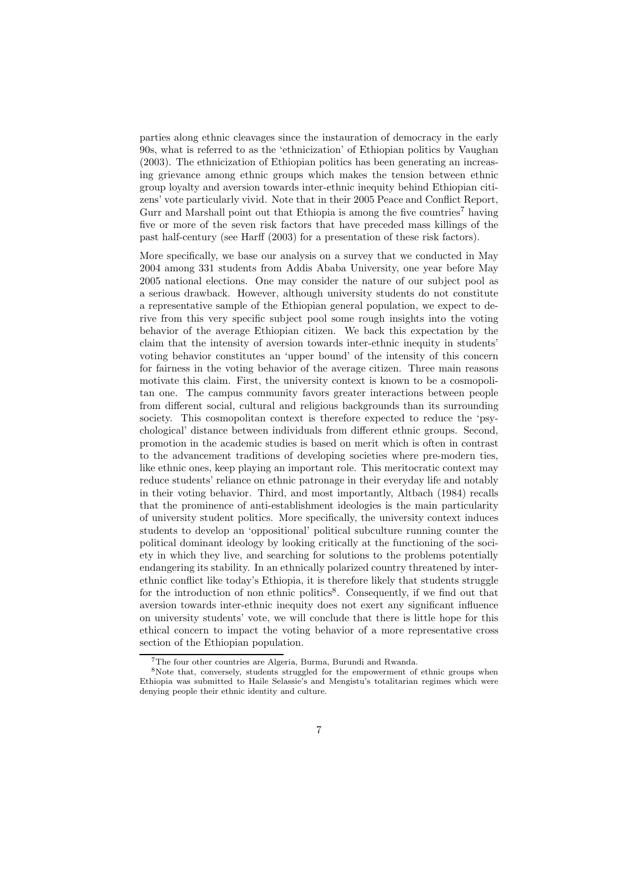parties along ethnic cleavages since the instauration of democracy in the early 90s, what is referred to as the 'ethnicization' of Ethiopian politics by Vaughan (2003). The ethnicization of Ethiopian politics has been generating an increasing grievance among ethnic groups which makes the tension between ethnic group loyalty and aversion towards inter-ethnic inequity behind Ethiopian citizens' vote particularly vivid. Note that in their 2005 Peace and Conflict Report, Gurr and Marshall point out that Ethiopia is among the five countries[7] having five or more of the seven risk factors that have preceded mass killings of the past half-century (see Harff (2003) for a presentation of these risk factors).

More specifically, we base our analysis on a survey that we conducted in May 2004 among 331 students from Addis Ababa University, one year before May 2005 national elections. One may consider the nature of our subject pool as a serious drawback. However, although university students do not constitute a representative sample of the Ethiopian general population, we expect to derive from this very specific subject pool some rough insights into the voting behavior of the average Ethiopian citizen. We back this expectation by the claim that the intensity of aversion towards inter-ethnic inequity in students' voting behavior constitutes an 'upper bound' of the intensity of this concern for fairness in the voting behavior of the average citizen. Three main reasons motivate this claim. First, the university context is known to be a cosmopolitan one. The campus community favors greater interactions between people from different social, cultural and religious backgrounds than its surrounding society. This cosmopolitan context is therefore expected to reduce the 'psychological' distance between individuals from different ethnic groups. Second, promotion in the academic studies is based on merit which is often in contrast to the advancement traditions of developing societies where pre-modern ties, like ethnic ones, keep playing an important role. This meritocratic context may reduce students' reliance on ethnic patronage in their everyday life and notably in their voting behavior. Third, and most importantly, Altbach (1984) recalls that the prominence of anti-establishment ideologies is the main particularity of university student politics. More specifically, the university context induces students to develop an 'oppositional' political subculture running counter the political dominant ideology by looking critically at the functioning of the society in which they live, and searching for solutions to the problems potentially endangering its stability. In an ethnically polarized country threatened by inter-ethnic conflict like today's Ethiopia, it is therefore likely that students struggle for the introduction of non ethnic politics[8]. Consequently, if we find out that aversion towards inter-ethnic inequity does not exert any significant influence on university students' vote, we will conclude that there is little hope for this ethical concern to impact the voting behavior of a more representative cross section of the Ethiopian population.

[7] The four other countries are Algeria, Burma, Burundi and Rwanda.

[8] Note that, conversely, students struggled for the empowerment of ethnic groups when Ethiopia was submitted to Haile Selassie's and Mengistu's totalitarian regimes which were denying people their ethnic identity and culture.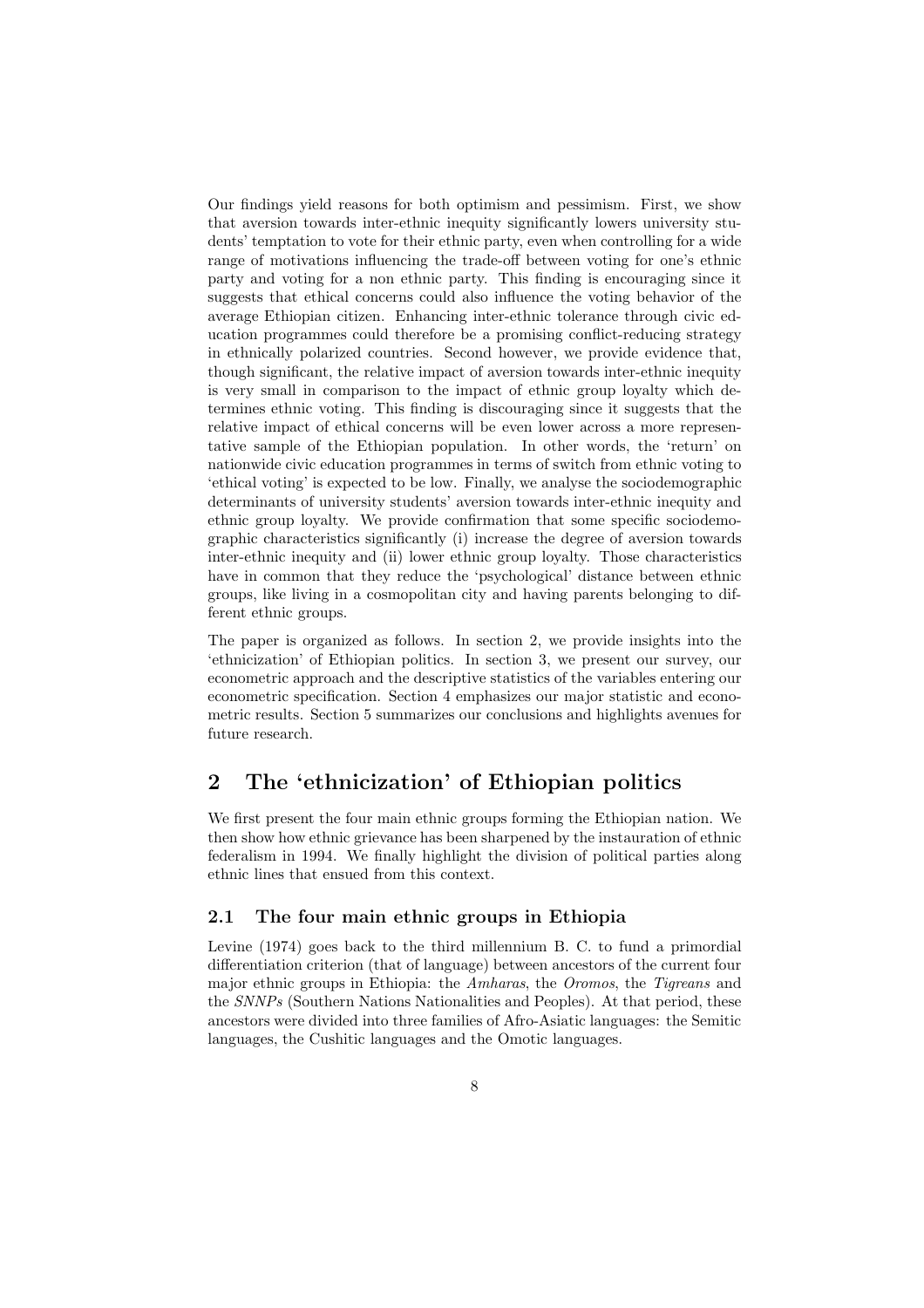Our findings yield reasons for both optimism and pessimism. First, we show that aversion towards inter-ethnic inequity significantly lowers university students' temptation to vote for their ethnic party, even when controlling for a wide range of motivations influencing the trade-off between voting for one's ethnic party and voting for a non ethnic party. This finding is encouraging since it suggests that ethical concerns could also influence the voting behavior of the average Ethiopian citizen. Enhancing inter-ethnic tolerance through civic education programmes could therefore be a promising conflict-reducing strategy in ethnically polarized countries. Second however, we provide evidence that, though significant, the relative impact of aversion towards inter-ethnic inequity is very small in comparison to the impact of ethnic group loyalty which determines ethnic voting. This finding is discouraging since it suggests that the relative impact of ethical concerns will be even lower across a more representative sample of the Ethiopian population. In other words, the 'return' on nationwide civic education programmes in terms of switch from ethnic voting to 'ethical voting' is expected to be low. Finally, we analyse the sociodemographic determinants of university students' aversion towards inter-ethnic inequity and ethnic group loyalty. We provide confirmation that some specific sociodemographic characteristics significantly (i) increase the degree of aversion towards inter-ethnic inequity and (ii) lower ethnic group loyalty. Those characteristics have in common that they reduce the 'psychological' distance between ethnic groups, like living in a cosmopolitan city and having parents belonging to different ethnic groups.

The paper is organized as follows. In section 2, we provide insights into the 'ethnicization' of Ethiopian politics. In section 3, we present our survey, our econometric approach and the descriptive statistics of the variables entering our econometric specification. Section 4 emphasizes our major statistic and econometric results. Section 5 summarizes our conclusions and highlights avenues for future research.

# 2 The 'ethnicization' of Ethiopian politics

We first present the four main ethnic groups forming the Ethiopian nation. We then show how ethnic grievance has been sharpened by the instauration of ethnic federalism in 1994. We finally highlight the division of political parties along ethnic lines that ensued from this context.

## 2.1 The four main ethnic groups in Ethiopia

Levine (1974) goes back to the third millennium B. C. to fund a primordial differentiation criterion (that of language) between ancestors of the current four major ethnic groups in Ethiopia: the *Amharas*, the *Oromos*, the *Tigreans* and the *SNNPs* (Southern Nations Nationalities and Peoples). At that period, these ancestors were divided into three families of Afro-Asiatic languages: the Semitic languages, the Cushitic languages and the Omotic languages.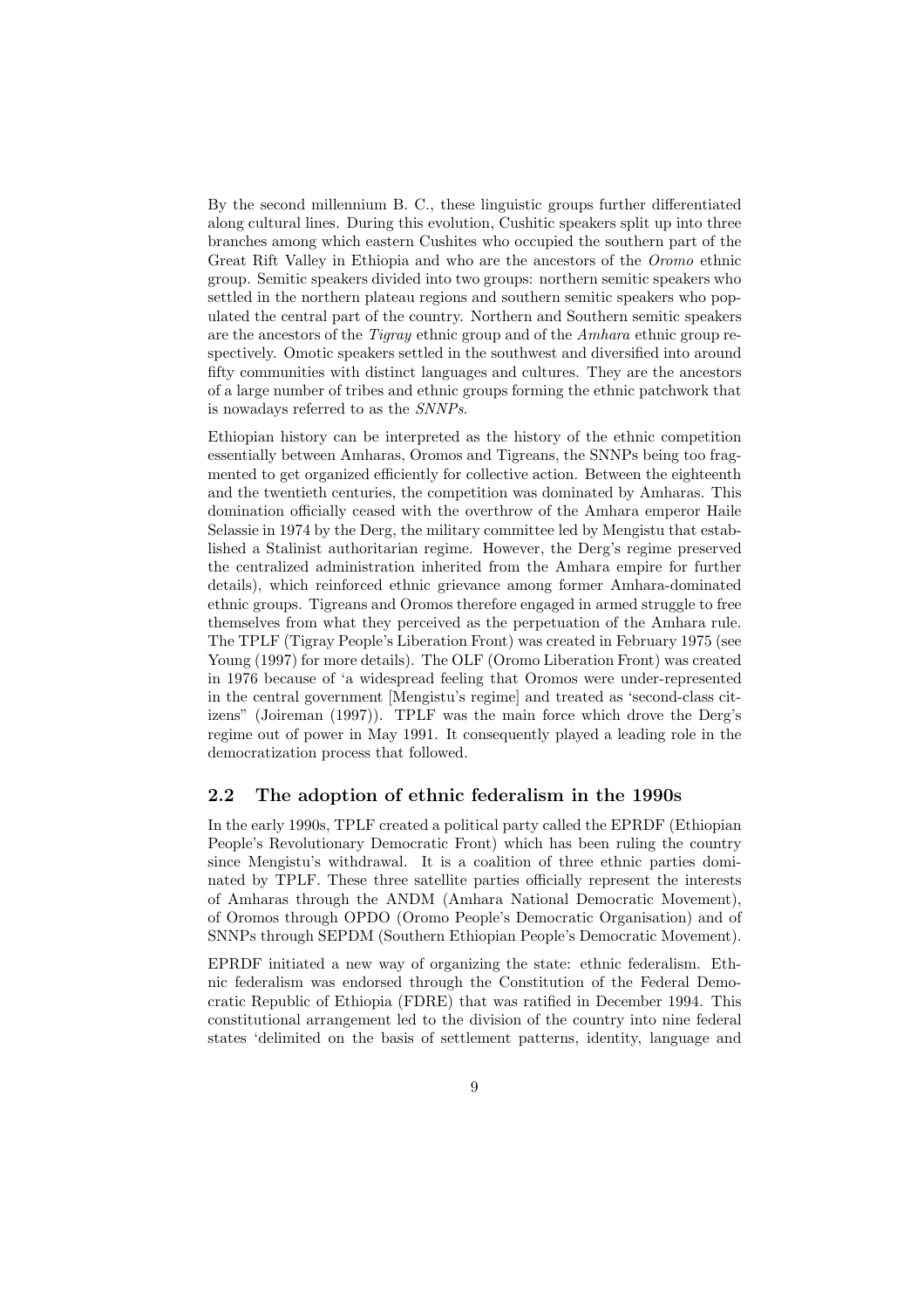By the second millennium B. C., these linguistic groups further differentiated along cultural lines. During this evolution, Cushitic speakers split up into three branches among which eastern Cushites who occupied the southern part of the Great Rift Valley in Ethiopia and who are the ancestors of the *Oromo* ethnic group. Semitic speakers divided into two groups: northern semitic speakers who settled in the northern plateau regions and southern semitic speakers who populated the central part of the country. Northern and Southern semitic speakers are the ancestors of the *Tigray* ethnic group and of the *Amhara* ethnic group respectively. Omotic speakers settled in the southwest and diversified into around fifty communities with distinct languages and cultures. They are the ancestors of a large number of tribes and ethnic groups forming the ethnic patchwork that is nowadays referred to as the *SNNPs*.

Ethiopian history can be interpreted as the history of the ethnic competition essentially between Amharas, Oromos and Tigreans, the SNNPs being too fragmented to get organized efficiently for collective action. Between the eighteenth and the twentieth centuries, the competition was dominated by Amharas. This domination officially ceased with the overthrow of the Amhara emperor Haile Selassie in 1974 by the Derg, the military committee led by Mengistu that established a Stalinist authoritarian regime. However, the Derg's regime preserved the centralized administration inherited from the Amhara empire for further details), which reinforced ethnic grievance among former Amhara-dominated ethnic groups. Tigreans and Oromos therefore engaged in armed struggle to free themselves from what they perceived as the perpetuation of the Amhara rule. The TPLF (Tigray People's Liberation Front) was created in February 1975 (see Young (1997) for more details). The OLF (Oromo Liberation Front) was created in 1976 because of 'a widespread feeling that Oromos were under-represented in the central government [Mengistu's regime] and treated as 'second-class citizens" (Joireman (1997)). TPLF was the main force which drove the Derg's regime out of power in May 1991. It consequently played a leading role in the democratization process that followed.

## 2.2 The adoption of ethnic federalism in the 1990s

In the early 1990s, TPLF created a political party called the EPRDF (Ethiopian People's Revolutionary Democratic Front) which has been ruling the country since Mengistu's withdrawal. It is a coalition of three ethnic parties dominated by TPLF. These three satellite parties officially represent the interests of Amharas through the ANDM (Amhara National Democratic Movement), of Oromos through OPDO (Oromo People's Democratic Organisation) and of SNNPs through SEPDM (Southern Ethiopian People's Democratic Movement).

EPRDF initiated a new way of organizing the state: ethnic federalism. Ethnic federalism was endorsed through the Constitution of the Federal Democratic Republic of Ethiopia (FDRE) that was ratified in December 1994. This constitutional arrangement led to the division of the country into nine federal states 'delimited on the basis of settlement patterns, identity, language and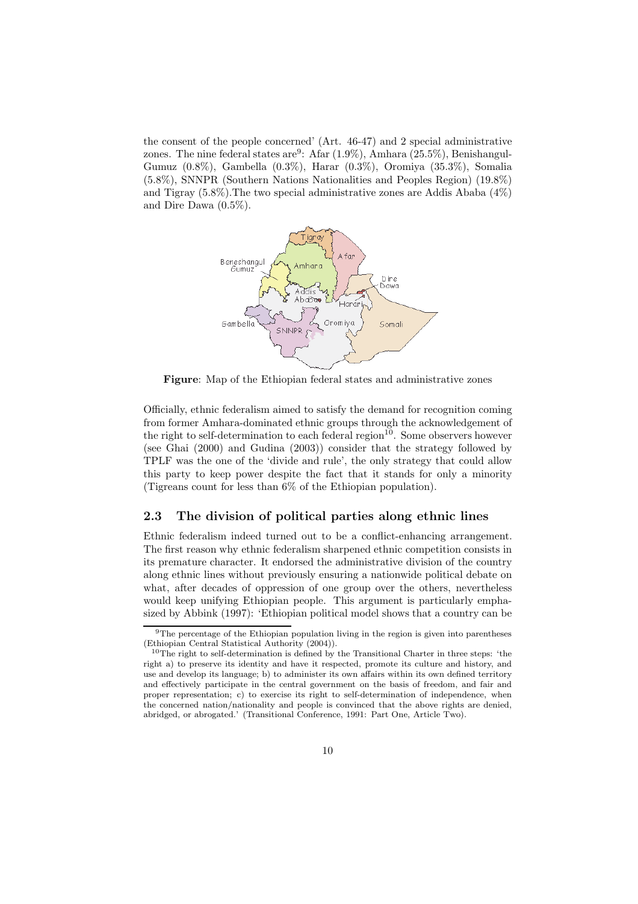the consent of the people concerned' (Art. 46-47) and 2 special administrative zones. The nine federal states are[9]: Afar (1.9%), Amhara (25.5%), Benishangul-Gumuz (0.8%), Gambella (0.3%), Harar (0.3%), Oromiya (35.3%), Somalia (5.8%), SNNPR (Southern Nations Nationalities and Peoples Region) (19.8%) and Tigray (5.8%).The two special administrative zones are Addis Ababa (4%) and Dire Dawa (0.5%).

Tigray
Afar
Beneshangul Gumuz
Amhara
Dire Dawa
Addis Ababa
Harari
Gambella
SNNPR
Oromiya
Somali

**Figure**: Map of the Ethiopian federal states and administrative zones

Officially, ethnic federalism aimed to satisfy the demand for recognition coming from former Amhara-dominated ethnic groups through the acknowledgement of the right to self-determination to each federal region[10]. Some observers however (see Ghai (2000) and Gudina (2003)) consider that the strategy followed by TPLF was the one of the 'divide and rule', the only strategy that could allow this party to keep power despite the fact that it stands for only a minority (Tigreans count for less than 6% of the Ethiopian population).

## 2.3 The division of political parties along ethnic lines

Ethnic federalism indeed turned out to be a conflict-enhancing arrangement. The first reason why ethnic federalism sharpened ethnic competition consists in its premature character. It endorsed the administrative division of the country along ethnic lines without previously ensuring a nationwide political debate on what, after decades of oppression of one group over the others, nevertheless would keep unifying Ethiopian people. This argument is particularly emphasized by Abbink (1997): 'Ethiopian political model shows that a country can be

[9] The percentage of the Ethiopian population living in the region is given into parentheses (Ethiopian Central Statistical Authority (2004)).

[10] The right to self-determination is defined by the Transitional Charter in three steps: 'the right a) to preserve its identity and have it respected, promote its culture and history, and use and develop its language; b) to administer its own affairs within its own defined territory and effectively participate in the central government on the basis of freedom, and fair and proper representation; c) to exercise its right to self-determination of independence, when the concerned nation/nationality and people is convinced that the above rights are denied, abridged, or abrogated.' (Transitional Conference, 1991: Part One, Article Two).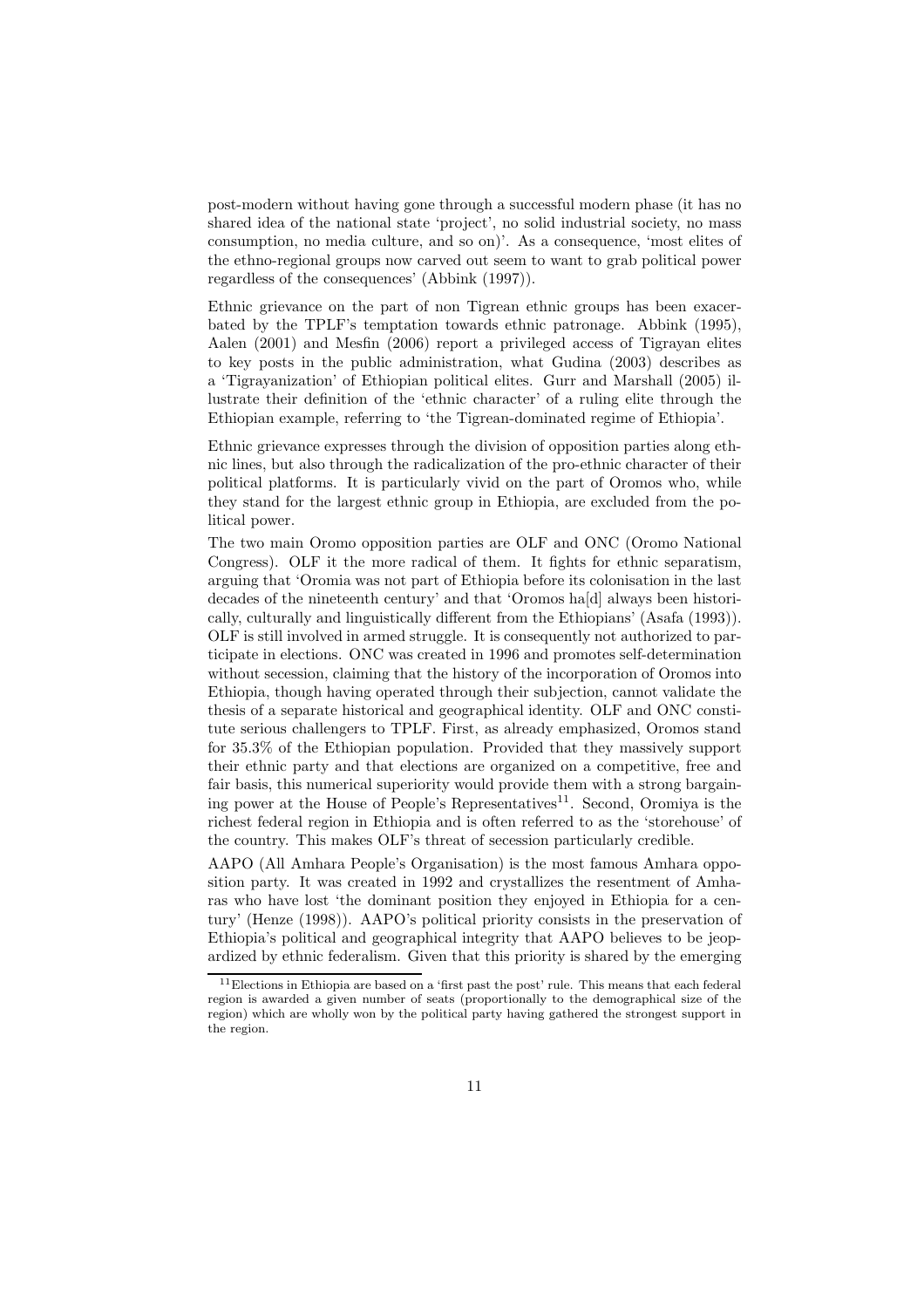post-modern without having gone through a successful modern phase (it has no shared idea of the national state 'project', no solid industrial society, no mass consumption, no media culture, and so on)'. As a consequence, 'most elites of the ethno-regional groups now carved out seem to want to grab political power regardless of the consequences' (Abbink (1997)).

Ethnic grievance on the part of non Tigrean ethnic groups has been exacerbated by the TPLF's temptation towards ethnic patronage. Abbink (1995), Aalen (2001) and Mesfin (2006) report a privileged access of Tigrayan elites to key posts in the public administration, what Gudina (2003) describes as a 'Tigrayanization' of Ethiopian political elites. Gurr and Marshall (2005) illustrate their definition of the 'ethnic character' of a ruling elite through the Ethiopian example, referring to 'the Tigrean-dominated regime of Ethiopia'.

Ethnic grievance expresses through the division of opposition parties along ethnic lines, but also through the radicalization of the pro-ethnic character of their political platforms. It is particularly vivid on the part of Oromos who, while they stand for the largest ethnic group in Ethiopia, are excluded from the political power.

The two main Oromo opposition parties are OLF and ONC (Oromo National Congress). OLF it the more radical of them. It fights for ethnic separatism, arguing that 'Oromia was not part of Ethiopia before its colonisation in the last decades of the nineteenth century' and that 'Oromos ha[d] always been historically, culturally and linguistically different from the Ethiopians' (Asafa (1993)). OLF is still involved in armed struggle. It is consequently not authorized to participate in elections. ONC was created in 1996 and promotes self-determination without secession, claiming that the history of the incorporation of Oromos into Ethiopia, though having operated through their subjection, cannot validate the thesis of a separate historical and geographical identity. OLF and ONC constitute serious challengers to TPLF. First, as already emphasized, Oromos stand for 35.3% of the Ethiopian population. Provided that they massively support their ethnic party and that elections are organized on a competitive, free and fair basis, this numerical superiority would provide them with a strong bargaining power at the House of People's Representatives[11]. Second, Oromiya is the richest federal region in Ethiopia and is often referred to as the 'storehouse' of the country. This makes OLF's threat of secession particularly credible.

AAPO (All Amhara People's Organisation) is the most famous Amhara opposition party. It was created in 1992 and crystallizes the resentment of Amharas who have lost 'the dominant position they enjoyed in Ethiopia for a century' (Henze (1998)). AAPO's political priority consists in the preservation of Ethiopia's political and geographical integrity that AAPO believes to be jeopardized by ethnic federalism. Given that this priority is shared by the emerging

[11] Elections in Ethiopia are based on a 'first past the post' rule. This means that each federal region is awarded a given number of seats (proportionally to the demographical size of the region) which are wholly won by the political party having gathered the strongest support in the region.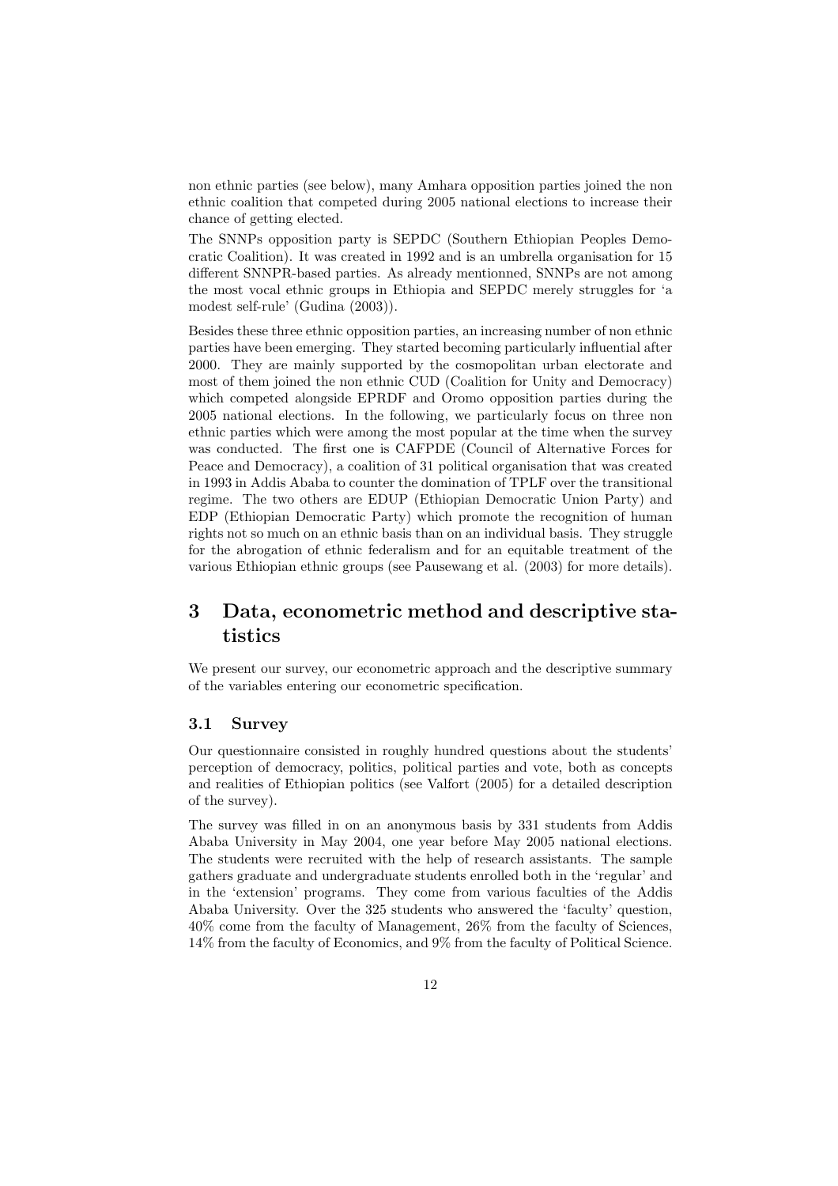non ethnic parties (see below), many Amhara opposition parties joined the non ethnic coalition that competed during 2005 national elections to increase their chance of getting elected.

The SNNPs opposition party is SEPDC (Southern Ethiopian Peoples Democratic Coalition). It was created in 1992 and is an umbrella organisation for 15 different SNNPR-based parties. As already mentionned, SNNPs are not among the most vocal ethnic groups in Ethiopia and SEPDC merely struggles for 'a modest self-rule' (Gudina (2003)).

Besides these three ethnic opposition parties, an increasing number of non ethnic parties have been emerging. They started becoming particularly influential after 2000. They are mainly supported by the cosmopolitan urban electorate and most of them joined the non ethnic CUD (Coalition for Unity and Democracy) which competed alongside EPRDF and Oromo opposition parties during the 2005 national elections. In the following, we particularly focus on three non ethnic parties which were among the most popular at the time when the survey was conducted. The first one is CAFPDE (Council of Alternative Forces for Peace and Democracy), a coalition of 31 political organisation that was created in 1993 in Addis Ababa to counter the domination of TPLF over the transitional regime. The two others are EDUP (Ethiopian Democratic Union Party) and EDP (Ethiopian Democratic Party) which promote the recognition of human rights not so much on an ethnic basis than on an individual basis. They struggle for the abrogation of ethnic federalism and for an equitable treatment of the various Ethiopian ethnic groups (see Pausewang et al. (2003) for more details).

# 3 Data, econometric method and descriptive statistics

We present our survey, our econometric approach and the descriptive summary of the variables entering our econometric specification.

## 3.1 Survey

Our questionnaire consisted in roughly hundred questions about the students' perception of democracy, politics, political parties and vote, both as concepts and realities of Ethiopian politics (see Valfort (2005) for a detailed description of the survey).

The survey was filled in on an anonymous basis by 331 students from Addis Ababa University in May 2004, one year before May 2005 national elections. The students were recruited with the help of research assistants. The sample gathers graduate and undergraduate students enrolled both in the 'regular' and in the 'extension' programs. They come from various faculties of the Addis Ababa University. Over the 325 students who answered the 'faculty' question, 40% come from the faculty of Management, 26% from the faculty of Sciences, 14% from the faculty of Economics, and 9% from the faculty of Political Science.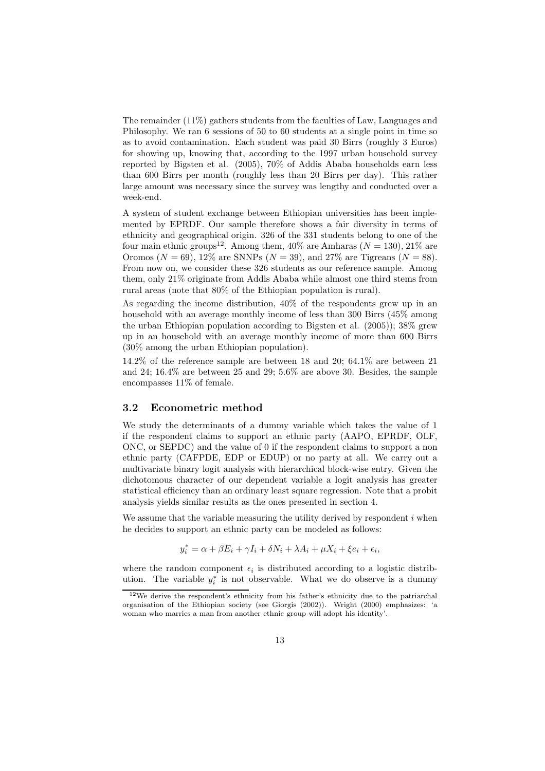The remainder (11%) gathers students from the faculties of Law, Languages and Philosophy. We ran 6 sessions of 50 to 60 students at a single point in time so as to avoid contamination. Each student was paid 30 Birrs (roughly 3 Euros) for showing up, knowing that, according to the 1997 urban household survey reported by Bigsten et al. (2005), 70% of Addis Ababa households earn less than 600 Birrs per month (roughly less than 20 Birrs per day). This rather large amount was necessary since the survey was lengthy and conducted over a week-end.

A system of student exchange between Ethiopian universities has been implemented by EPRDF. Our sample therefore shows a fair diversity in terms of ethnicity and geographical origin. 326 of the 331 students belong to one of the four main ethnic groups[12]. Among them, 40% are Amharas ($N = 130$), 21% are Oromos ($N = 69$), 12% are SNNPs ($N = 39$), and 27% are Tigreans ($N = 88$). From now on, we consider these 326 students as our reference sample. Among them, only 21% originate from Addis Ababa while almost one third stems from rural areas (note that 80% of the Ethiopian population is rural).

As regarding the income distribution, 40% of the respondents grew up in an household with an average monthly income of less than 300 Birrs (45% among the urban Ethiopian population according to Bigsten et al. (2005)); 38% grew up in an household with an average monthly income of more than 600 Birrs (30% among the urban Ethiopian population).

14.2% of the reference sample are between 18 and 20; 64.1% are between 21 and 24; 16.4% are between 25 and 29; 5.6% are above 30. Besides, the sample encompasses 11% of female.

### 3.2 Econometric method

We study the determinants of a dummy variable which takes the value of 1 if the respondent claims to support an ethnic party (AAPO, EPRDF, OLF, ONC, or SEPDC) and the value of 0 if the respondent claims to support a non ethnic party (CAFPDE, EDP or EDUP) or no party at all. We carry out a multivariate binary logit analysis with hierarchical block-wise entry. Given the dichotomous character of our dependent variable a logit analysis has greater statistical efficiency than an ordinary least square regression. Note that a probit analysis yields similar results as the ones presented in section 4.

We assume that the variable measuring the utility derived by respondent $i$ when he decides to support an ethnic party can be modeled as follows:

$$y_i^* = \alpha + \beta E_i + \gamma I_i + \delta N_i + \lambda A_i + \mu X_i + \xi e_i + \epsilon_i,$$

where the random component $\epsilon_i$ is distributed according to a logistic distribution. The variable $y_i^*$ is not observable. What we do observe is a dummy

[12] We derive the respondent's ethnicity from his father's ethnicity due to the patriarchal organisation of the Ethiopian society (see Giorgis (2002)). Wright (2000) emphasizes: 'a woman who marries a man from another ethnic group will adopt his identity'.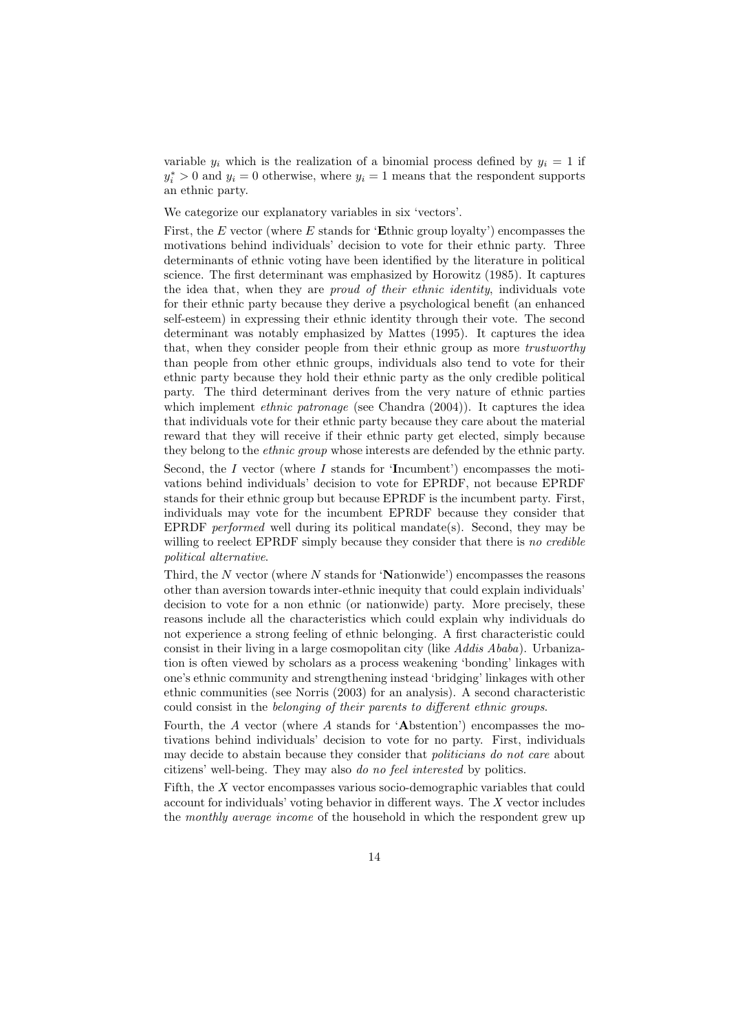variable $y_i$ which is the realization of a binomial process defined by $y_i = 1$ if $y_i^* > 0$ and $y_i = 0$ otherwise, where $y_i = 1$ means that the respondent supports an ethnic party.

We categorize our explanatory variables in six 'vectors'.

First, the $E$ vector (where $E$ stands for '**E**thnic group loyalty') encompasses the motivations behind individuals' decision to vote for their ethnic party. Three determinants of ethnic voting have been identified by the literature in political science. The first determinant was emphasized by Horowitz (1985). It captures the idea that, when they are *proud of their ethnic identity*, individuals vote for their ethnic party because they derive a psychological benefit (an enhanced self-esteem) in expressing their ethnic identity through their vote. The second determinant was notably emphasized by Mattes (1995). It captures the idea that, when they consider people from their ethnic group as more *trustworthy* than people from other ethnic groups, individuals also tend to vote for their ethnic party because they hold their ethnic party as the only credible political party. The third determinant derives from the very nature of ethnic parties which implement *ethnic patronage* (see Chandra (2004)). It captures the idea that individuals vote for their ethnic party because they care about the material reward that they will receive if their ethnic party get elected, simply because they belong to the *ethnic group* whose interests are defended by the ethnic party.

Second, the $I$ vector (where $I$ stands for '**I**ncumbent') encompasses the motivations behind individuals' decision to vote for EPRDF, not because EPRDF stands for their ethnic group but because EPRDF is the incumbent party. First, individuals may vote for the incumbent EPRDF because they consider that EPRDF *performed* well during its political mandate(s). Second, they may be willing to reelect EPRDF simply because they consider that there is *no credible political alternative*.

Third, the $N$ vector (where $N$ stands for '**N**ationwide') encompasses the reasons other than aversion towards inter-ethnic inequity that could explain individuals' decision to vote for a non ethnic (or nationwide) party. More precisely, these reasons include all the characteristics which could explain why individuals do not experience a strong feeling of ethnic belonging. A first characteristic could consist in their living in a large cosmopolitan city (like *Addis Ababa*). Urbanization is often viewed by scholars as a process weakening 'bonding' linkages with one's ethnic community and strengthening instead 'bridging' linkages with other ethnic communities (see Norris (2003) for an analysis). A second characteristic could consist in the *belonging of their parents to different ethnic groups*.

Fourth, the $A$ vector (where $A$ stands for '**A**bstention') encompasses the motivations behind individuals' decision to vote for no party. First, individuals may decide to abstain because they consider that *politicians do not care* about citizens' well-being. They may also *do no feel interested* by politics.

Fifth, the $X$ vector encompasses various socio-demographic variables that could account for individuals' voting behavior in different ways. The $X$ vector includes the *monthly average income* of the household in which the respondent grew up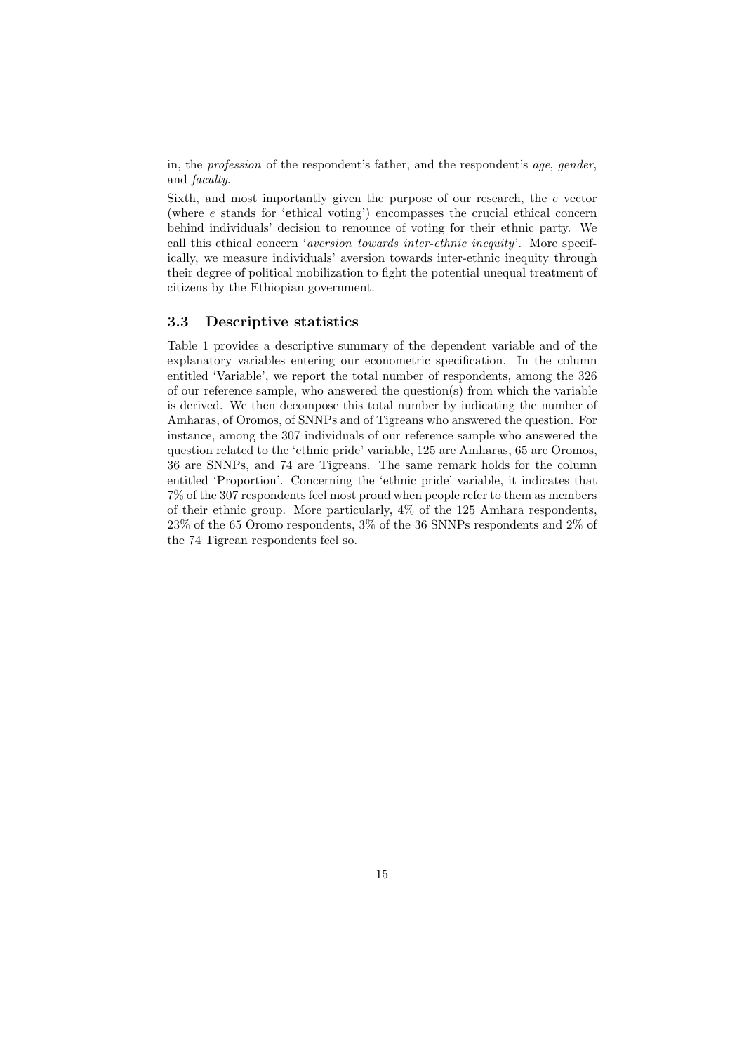in, the *profession* of the respondent's father, and the respondent's *age*, *gender*, and *faculty*.

Sixth, and most importantly given the purpose of our research, the $e$ vector (where $e$ stands for '**e**thical voting') encompasses the crucial ethical concern behind individuals' decision to renounce of voting for their ethnic party. We call this ethical concern '*aversion towards inter-ethnic inequity*'. More specifically, we measure individuals' aversion towards inter-ethnic inequity through their degree of political mobilization to fight the potential unequal treatment of citizens by the Ethiopian government.

### 3.3 Descriptive statistics

Table 1 provides a descriptive summary of the dependent variable and of the explanatory variables entering our econometric specification. In the column entitled 'Variable', we report the total number of respondents, among the 326 of our reference sample, who answered the question(s) from which the variable is derived. We then decompose this total number by indicating the number of Amharas, of Oromos, of SNNPs and of Tigreans who answered the question. For instance, among the 307 individuals of our reference sample who answered the question related to the 'ethnic pride' variable, 125 are Amharas, 65 are Oromos, 36 are SNNPs, and 74 are Tigreans. The same remark holds for the column entitled 'Proportion'. Concerning the 'ethnic pride' variable, it indicates that 7% of the 307 respondents feel most proud when people refer to them as members of their ethnic group. More particularly, 4% of the 125 Amhara respondents, 23% of the 65 Oromo respondents, 3% of the 36 SNNPs respondents and 2% of the 74 Tigrean respondents feel so.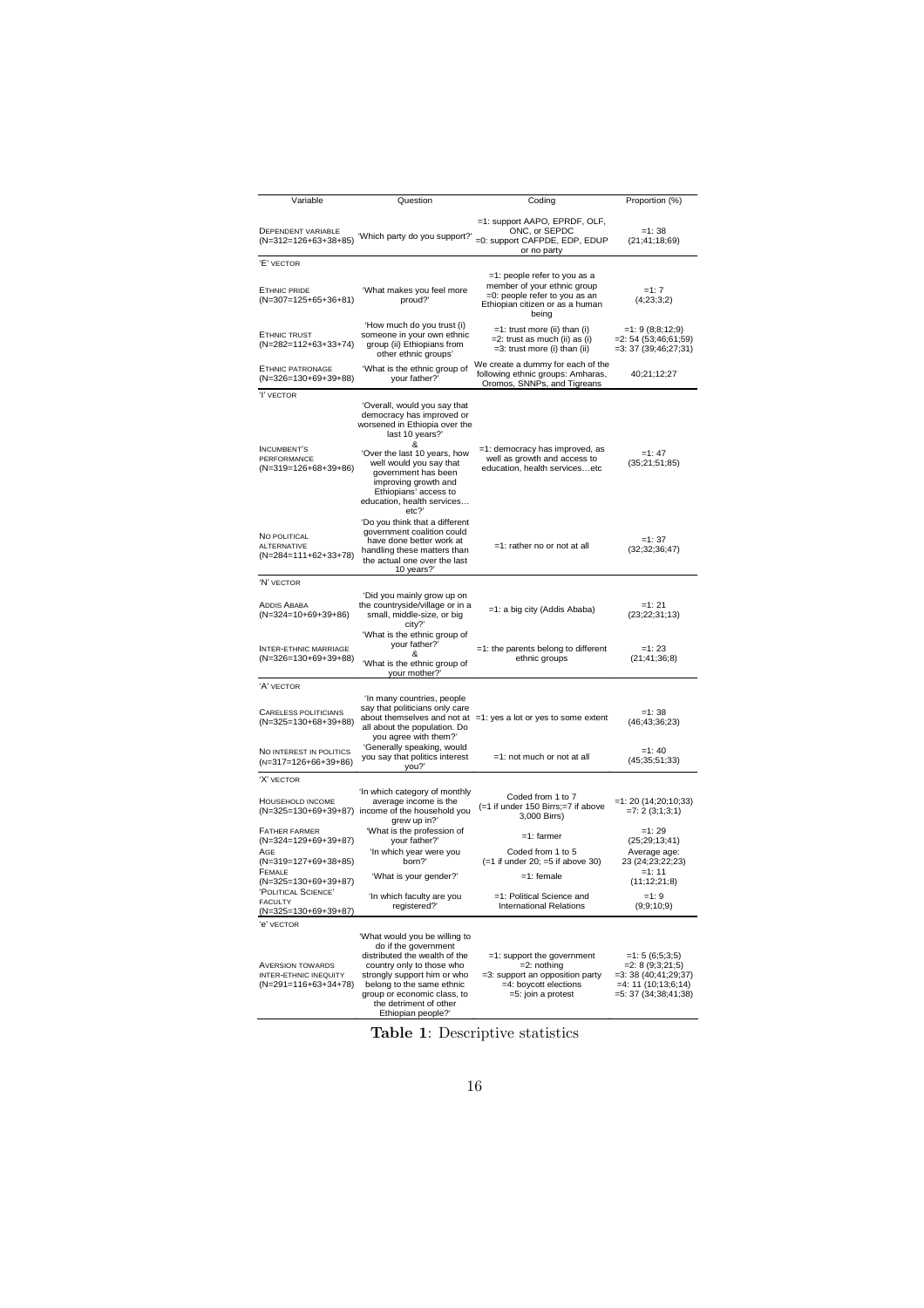| Variable | Question | Coding | Proportion (%) |
|---|---|---|---|
| DEPENDENT VARIABLE (N=312=126+63+38+85) | 'Which party do you support?' | =1: support AAPO, EPRDF, OLF, ONC, or SEPDC =0: support CAFPDE, EDP, EDUP or no party | =1: 38 (21;41;18;69) |
| 'E' VECTOR | | | |
| ETHNIC PRIDE (N=307=125+65+36+81) | 'What makes you feel more proud?' | =1: people refer to you as a member of your ethnic group =0: people refer to you as an Ethiopian citizen or as a human being | =1: 7 (4;23;3;2) |
| ETHNIC TRUST (N=282=112+63+33+74) | 'How much do you trust (i) someone in your own ethnic group (ii) Ethiopians from other ethnic groups' | =1: trust more (ii) than (i) =2: trust as much (ii) as (i) =3: trust more (i) than (ii) | =1: 9 (8;8;12;9) =2: 54 (53;46;61;59) =3: 37 (39;46;27;31) |
| ETHNIC PATRONAGE (N=326=130+69+39+88) | 'What is the ethnic group of your father?' | We create a dummy for each of the following ethnic groups: Amharas, Oromos, SNNPs, and Tigreans | 40;21;12;27 |
| 'I' VECTOR | | | |
| INCUMBENT'S PERFORMANCE (N=319=126+68+39+86) | 'Overall, would you say that democracy has improved or worsened in Ethiopia over the last 10 years?' & 'Over the last 10 years, how well would you say that government has been improving growth and Ethiopians' access to education, health services… etc?' | =1: democracy has improved, as well as growth and access to education, health services…etc | =1: 47 (35;21;51;85) |
| NO POLITICAL ALTERNATIVE (N=284=111+62+33+78) | 'Do you think that a different government coalition could have done better work at handling these matters than the actual one over the last 10 years?' | =1: rather no or not at all | =1: 37 (32;32;36;47) |
| 'N' VECTOR | | | |
| ADDIS ABABA (N=324=10+69+39+86) | 'Did you mainly grow up on the countryside/village or in a small, middle-size, or big city?' | =1: a big city (Addis Ababa) | =1: 21 (23;22;31;13) |
| INTER-ETHNIC MARRIAGE (N=326=130+69+39+88) | 'What is the ethnic group of your father?' & 'What is the ethnic group of your mother?' | =1: the parents belong to different ethnic groups | =1: 23 (21;41;36;8) |
| 'A' VECTOR | | | |
| CARELESS POLITICIANS (N=325=130+68+39+88) | 'In many countries, people say that politicians only care about themselves and not at all about the population. Do you agree with them?' | =1: yes a lot or yes to some extent | =1: 38 (46;43;36;23) |
| NO INTEREST IN POLITICS (N=317=126+66+39+86) | 'Generally speaking, would you say that politics interest you?' | =1: not much or not at all | =1: 40 (45;35;51;33) |
| 'X' VECTOR | | | |
| HOUSEHOLD INCOME (N=325=130+69+39+87) | 'In which category of monthly average income is the income of the household you grew up in?' | Coded from 1 to 7 (=1 if under 150 Birrs;=7 if above 3,000 Birrs) | =1: 20 (14;20;10;33) =7: 2 (3;1;3;1) |
| FATHER FARMER (N=324=129+69+39+87) | 'What is the profession of your father?' | =1: farmer | =1: 29 (25;29;13;41) |
| AGE (N=319=127+69+38+85) | 'In which year were you born?' | Coded from 1 to 5 (=1 if under 20; =5 if above 30) | Average age: 23 (24;23;22;23) |
| FEMALE (N=325=130+69+39+87) | 'What is your gender?' | =1: female | =1: 11 (11;12;21;8) |
| 'POLITICAL SCIENCE' FACULTY (N=325=130+69+39+87) | 'In which faculty are you registered?' | =1: Political Science and International Relations | =1: 9 (9;9;10;9) |
| 'e' VECTOR | | | |
| AVERSION TOWARDS INTER-ETHNIC INEQUITY (N=291=116+63+34+78) | 'What would you be willing to do if the government distributed the wealth of the country only to those who strongly support him or who belong to the same ethnic group or economic class, to the detriment of other Ethiopian people?' | =1: support the government =2: nothing =3: support an opposition party =4: boycott elections =5: join a protest | =1: 5 (6;5;3;5) =2: 8 (9;3;21;5) =3: 38 (40;41;29;37) =4: 11 (10;13;6;14) =5: 37 (34;38;41;38) |

**Table 1**: Descriptive statistics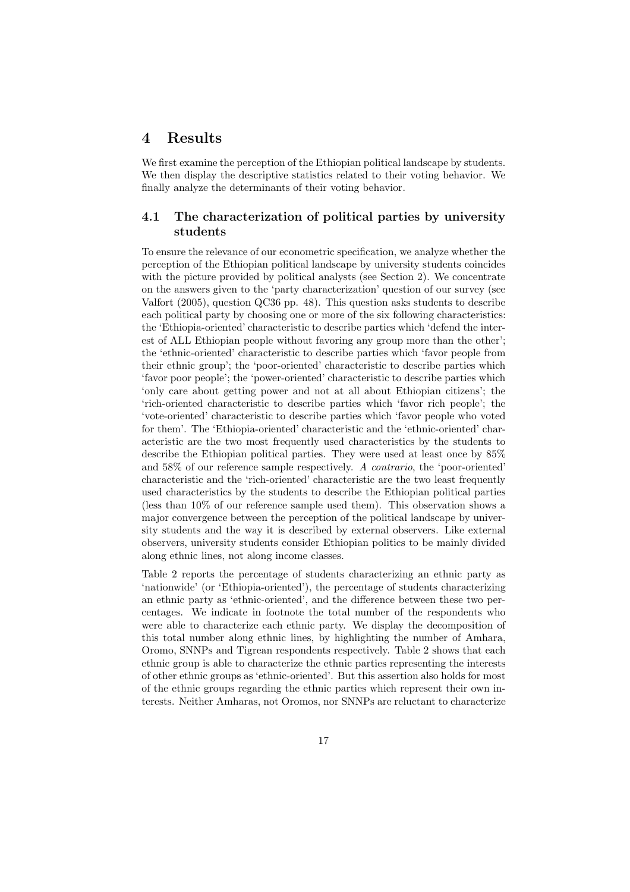# 4 Results

We first examine the perception of the Ethiopian political landscape by students. We then display the descriptive statistics related to their voting behavior. We finally analyze the determinants of their voting behavior.

## 4.1 The characterization of political parties by university students

To ensure the relevance of our econometric specification, we analyze whether the perception of the Ethiopian political landscape by university students coincides with the picture provided by political analysts (see Section 2). We concentrate on the answers given to the 'party characterization' question of our survey (see Valfort (2005), question QC36 pp. 48). This question asks students to describe each political party by choosing one or more of the six following characteristics: the 'Ethiopia-oriented' characteristic to describe parties which 'defend the interest of ALL Ethiopian people without favoring any group more than the other'; the 'ethnic-oriented' characteristic to describe parties which 'favor people from their ethnic group'; the 'poor-oriented' characteristic to describe parties which 'favor poor people'; the 'power-oriented' characteristic to describe parties which 'only care about getting power and not at all about Ethiopian citizens'; the 'rich-oriented characteristic to describe parties which 'favor rich people'; the 'vote-oriented' characteristic to describe parties which 'favor people who voted for them'. The 'Ethiopia-oriented' characteristic and the 'ethnic-oriented' characteristic are the two most frequently used characteristics by the students to describe the Ethiopian political parties. They were used at least once by 85% and 58% of our reference sample respectively. *A contrario*, the 'poor-oriented' characteristic and the 'rich-oriented' characteristic are the two least frequently used characteristics by the students to describe the Ethiopian political parties (less than 10% of our reference sample used them). This observation shows a major convergence between the perception of the political landscape by university students and the way it is described by external observers. Like external observers, university students consider Ethiopian politics to be mainly divided along ethnic lines, not along income classes.

Table 2 reports the percentage of students characterizing an ethnic party as 'nationwide' (or 'Ethiopia-oriented'), the percentage of students characterizing an ethnic party as 'ethnic-oriented', and the difference between these two percentages. We indicate in footnote the total number of the respondents who were able to characterize each ethnic party. We display the decomposition of this total number along ethnic lines, by highlighting the number of Amhara, Oromo, SNNPs and Tigrean respondents respectively. Table 2 shows that each ethnic group is able to characterize the ethnic parties representing the interests of other ethnic groups as 'ethnic-oriented'. But this assertion also holds for most of the ethnic groups regarding the ethnic parties which represent their own interests. Neither Amharas, not Oromos, nor SNNPs are reluctant to characterize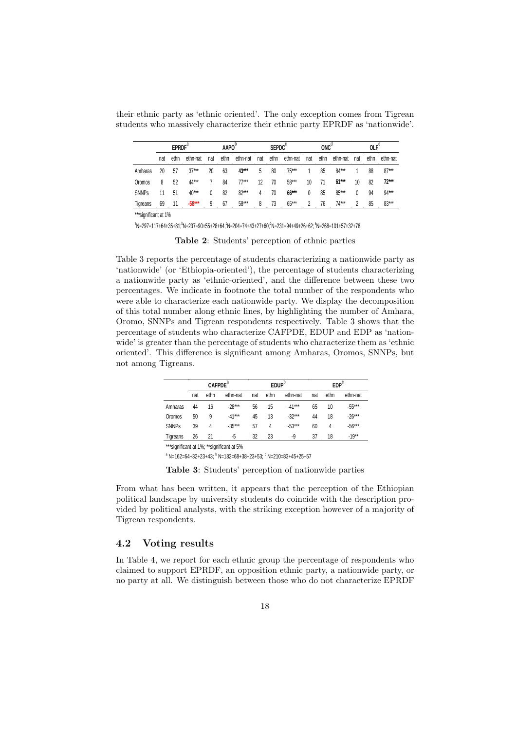their ethnic party as 'ethnic oriented'. The only exception comes from Tigrean students who massively characterize their ethnic party EPRDF as 'nationwide'.

| | EPRDF[a] | | | AAPO[b] | | | SEPDC[c] | | | ONC[d] | | | OLF[e] | | |
|---|---|---|---|---|---|---|---|---|---|---|---|---|---|---|---|
| | nat | ethn | ethn-nat | nat | ethn | ethn-nat | nat | ethn | ethn-nat | nat | ethn | ethn-nat | nat | ethn | ethn-nat |
| Amharas | 20 | 57 | 37*** | 20 | 63 | **43*** ** | 5 | 80 | 75*** | 1 | 85 | 84*** | 1 | 88 | 87*** |
| Oromos | 8 | 52 | 44*** | 7 | 84 | 77*** | 12 | 70 | 58*** | 10 | 71 | **61*** ** | 10 | 82 | **72*** ** |
| SNNPs | 11 | 51 | 40*** | 0 | 82 | 82*** | 4 | 70 | **66*** ** | 0 | 85 | 85*** | 0 | 94 | 94*** |
| Tigreans | 69 | 11 | -58*** | 9 | 67 | 58*** | 8 | 73 | 65*** | 2 | 76 | 74*** | 2 | 85 | 83*** |

***significant at 1%

[a]N=297=117+64+35+81;[b]N=237=90+55+28+64;[c]N=204=74+43+27+60;[d]N=231=94+49+26+62;[e]N=268=101+57+32+78

**Table 2**: Students' perception of ethnic parties

Table 3 reports the percentage of students characterizing a nationwide party as 'nationwide' (or 'Ethiopia-oriented'), the percentage of students characterizing a nationwide party as 'ethnic-oriented', and the difference between these two percentages. We indicate in footnote the total number of the respondents who were able to characterize each nationwide party. We display the decomposition of this total number along ethnic lines, by highlighting the number of Amhara, Oromo, SNNPs and Tigrean respondents respectively. Table 3 shows that the percentage of students who characterize CAFPDE, EDUP and EDP as 'nationwide' is greater than the percentage of students who characterize them as 'ethnic oriented'. This difference is significant among Amharas, Oromos, SNNPs, but not among Tigreans.

| | CAFPDE[a] | | | EDUP[b] | | | EDP[c] | | |
|---|---|---|---|---|---|---|---|---|---|
| | nat | ethn | ethn-nat | nat | ethn | ethn-nat | nat | ethn | ethn-nat |
| Amharas | 44 | 16 | -28*** | 56 | 15 | -41*** | 65 | 10 | -55*** |
| Oromos | 50 | 9 | -41*** | 45 | 13 | -32*** | 44 | 18 | -26*** |
| SNNPs | 39 | 4 | -35*** | 57 | 4 | -53*** | 60 | 4 | -56*** |
| Tigreans | 26 | 21 | -5 | 32 | 23 | -9 | 37 | 18 | -19** |

***significant at 1%; **significant at 5%

[a] N=162=64+32+23+43; [b] N=182=68+38+23+53; [c] N=210=83+45+25+57

**Table 3**: Students' perception of nationwide parties

From what has been written, it appears that the perception of the Ethiopian political landscape by university students do coincide with the description provided by political analysts, with the striking exception however of a majority of Tigrean respondents.

## 4.2 Voting results

In Table 4, we report for each ethnic group the percentage of respondents who claimed to support EPRDF, an opposition ethnic party, a nationwide party, or no party at all. We distinguish between those who do not characterize EPRDF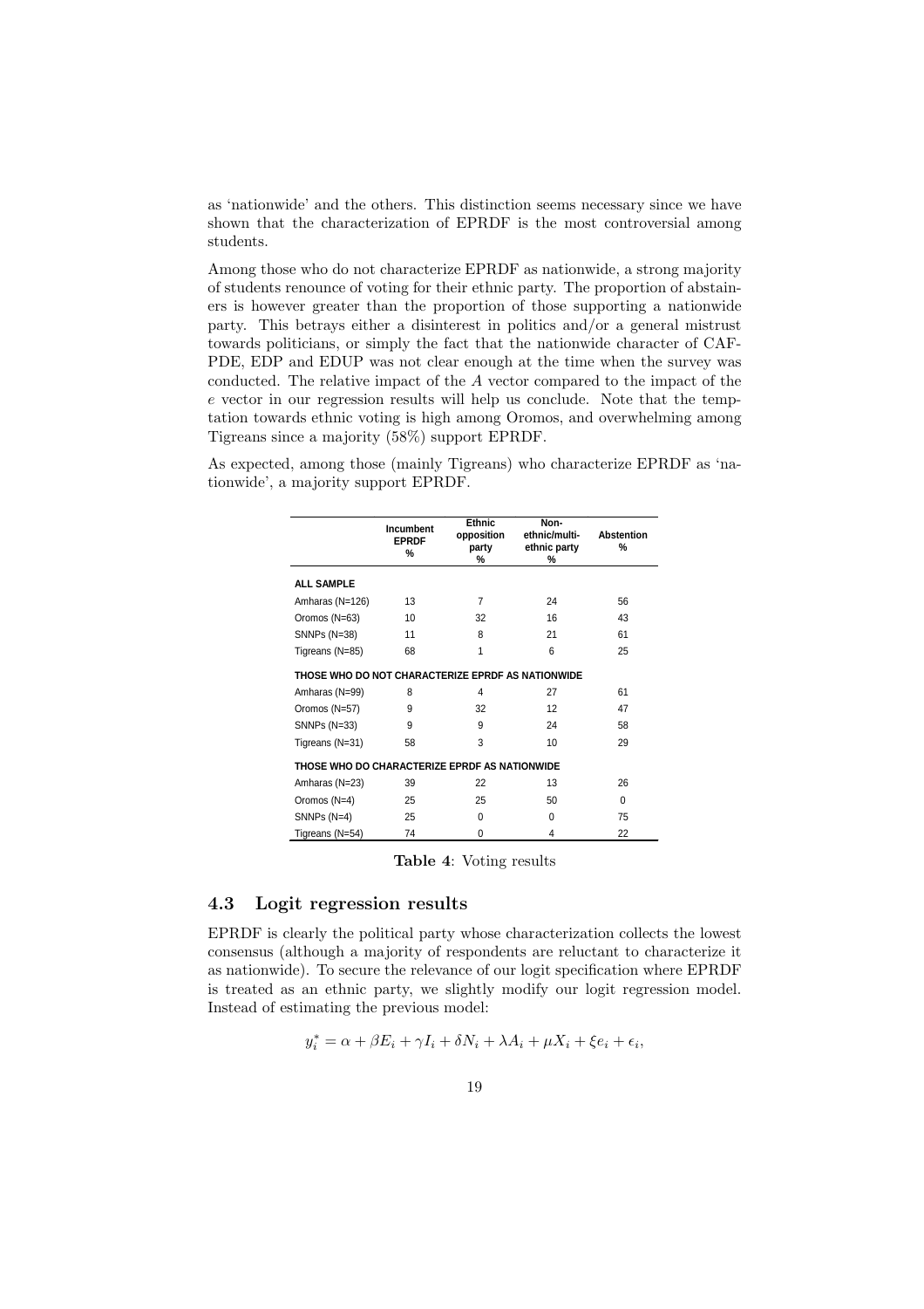as 'nationwide' and the others. This distinction seems necessary since we have shown that the characterization of EPRDF is the most controversial among students.

Among those who do not characterize EPRDF as nationwide, a strong majority of students renounce of voting for their ethnic party. The proportion of abstainers is however greater than the proportion of those supporting a nationwide party. This betrays either a disinterest in politics and/or a general mistrust towards politicians, or simply the fact that the nationwide character of CAF-PDE, EDP and EDUP was not clear enough at the time when the survey was conducted. The relative impact of the $A$ vector compared to the impact of the $e$ vector in our regression results will help us conclude. Note that the temptation towards ethnic voting is high among Oromos, and overwhelming among Tigreans since a majority (58%) support EPRDF.

As expected, among those (mainly Tigreans) who characterize EPRDF as 'nationwide', a majority support EPRDF.

| | Incumbent EPRDF % | Ethnic opposition party % | Non-ethnic/multi-ethnic party % | Abstention % |
|---|---|---|---|---|
| **ALL SAMPLE** | | | | |
| Amharas (N=126) | 13 | 7 | 24 | 56 |
| Oromos (N=63) | 10 | 32 | 16 | 43 |
| SNNPs (N=38) | 11 | 8 | 21 | 61 |
| Tigreans (N=85) | 68 | 1 | 6 | 25 |
| **THOSE WHO DO NOT CHARACTERIZE EPRDF AS NATIONWIDE** | | | | |
| Amharas (N=99) | 8 | 4 | 27 | 61 |
| Oromos (N=57) | 9 | 32 | 12 | 47 |
| SNNPs (N=33) | 9 | 9 | 24 | 58 |
| Tigreans (N=31) | 58 | 3 | 10 | 29 |
| **THOSE WHO DO CHARACTERIZE EPRDF AS NATIONWIDE** | | | | |
| Amharas (N=23) | 39 | 22 | 13 | 26 |
| Oromos (N=4) | 25 | 25 | 50 | 0 |
| SNNPs (N=4) | 25 | 0 | 0 | 75 |
| Tigreans (N=54) | 74 | 0 | 4 | 22 |

**Table 4**: Voting results

## 4.3 Logit regression results

EPRDF is clearly the political party whose characterization collects the lowest consensus (although a majority of respondents are reluctant to characterize it as nationwide). To secure the relevance of our logit specification where EPRDF is treated as an ethnic party, we slightly modify our logit regression model. Instead of estimating the previous model:

$$y_i^* = \alpha + \beta E_i + \gamma I_i + \delta N_i + \lambda A_i + \mu X_i + \xi e_i + \epsilon_i,$$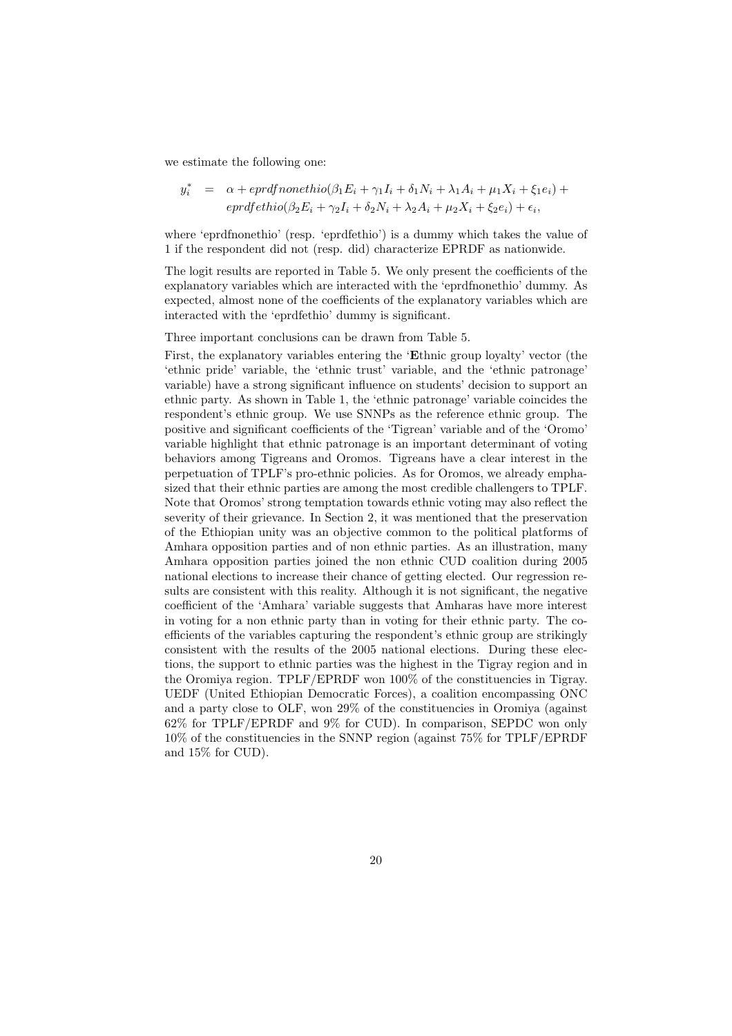we estimate the following one:

$$
\begin{aligned}
y_i^* \quad = \quad & \alpha + eprdfnonethio(\beta_1 E_i + \gamma_1 I_i + \delta_1 N_i + \lambda_1 A_i + \mu_1 X_i + \xi_1 e_i) + \\
& eprdfethio(\beta_2 E_i + \gamma_2 I_i + \delta_2 N_i + \lambda_2 A_i + \mu_2 X_i + \xi_2 e_i) + \epsilon_i,
\end{aligned}
$$

where 'eprdfnonethio' (resp. 'eprdfethio') is a dummy which takes the value of 1 if the respondent did not (resp. did) characterize EPRDF as nationwide.

The logit results are reported in Table 5. We only present the coefficients of the explanatory variables which are interacted with the 'eprdfnonethio' dummy. As expected, almost none of the coefficients of the explanatory variables which are interacted with the 'eprdfethio' dummy is significant.

Three important conclusions can be drawn from Table 5.

First, the explanatory variables entering the '**E**thnic group loyalty' vector (the 'ethnic pride' variable, the 'ethnic trust' variable, and the 'ethnic patronage' variable) have a strong significant influence on students' decision to support an ethnic party. As shown in Table 1, the 'ethnic patronage' variable coincides the respondent's ethnic group. We use SNNPs as the reference ethnic group. The positive and significant coefficients of the 'Tigrean' variable and of the 'Oromo' variable highlight that ethnic patronage is an important determinant of voting behaviors among Tigreans and Oromos. Tigreans have a clear interest in the perpetuation of TPLF's pro-ethnic policies. As for Oromos, we already emphasized that their ethnic parties are among the most credible challengers to TPLF. Note that Oromos' strong temptation towards ethnic voting may also reflect the severity of their grievance. In Section 2, it was mentioned that the preservation of the Ethiopian unity was an objective common to the political platforms of Amhara opposition parties and of non ethnic parties. As an illustration, many Amhara opposition parties joined the non ethnic CUD coalition during 2005 national elections to increase their chance of getting elected. Our regression results are consistent with this reality. Although it is not significant, the negative coefficient of the 'Amhara' variable suggests that Amharas have more interest in voting for a non ethnic party than in voting for their ethnic party. The coefficients of the variables capturing the respondent's ethnic group are strikingly consistent with the results of the 2005 national elections. During these elections, the support to ethnic parties was the highest in the Tigray region and in the Oromiya region. TPLF/EPRDF won 100% of the constituencies in Tigray. UEDF (United Ethiopian Democratic Forces), a coalition encompassing ONC and a party close to OLF, won 29% of the constituencies in Oromiya (against 62% for TPLF/EPRDF and 9% for CUD). In comparison, SEPDC won only 10% of the constituencies in the SNNP region (against 75% for TPLF/EPRDF and 15% for CUD).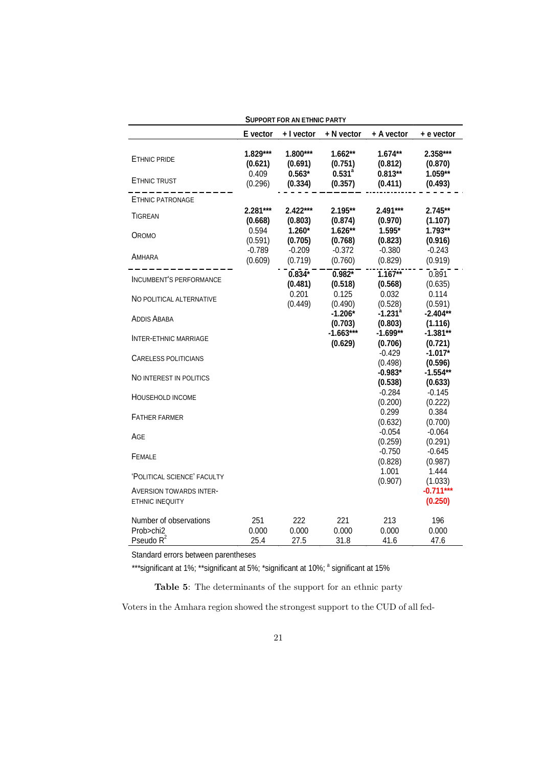| **SUPPORT FOR AN ETHNIC PARTY** | | | | | |
|---|---|---|---|---|---|
| | **E vector** | **+ I vector** | **+ N vector** | **+ A vector** | **+ e vector** |
| ETHNIC PRIDE | **1.829***** | **1.800***** | **1.662**** | **1.674**** | **2.358***** |
| | **(0.621)** | **(0.691)** | **(0.751)** | **(0.812)** | **(0.870)** |
| ETHNIC TRUST | 0.409 | **0.563*** | **0.531**[a] | **0.813**** | **1.059**** |
| | (0.296) | **(0.334)** | **(0.357)** | **(0.411)** | **(0.493)** |
| ETHNIC PATRONAGE | | | | | |
| TIGREAN | **2.281***** | **2.422***** | **2.195**** | **2.491***** | **2.745**** |
| | **(0.668)** | **(0.803)** | **(0.874)** | **(0.970)** | **(1.107)** |
| OROMO | 0.594 | **1.260*** | **1.626**** | **1.595*** | **1.793**** |
| | (0.591) | **(0.705)** | **(0.768)** | **(0.823)** | **(0.916)** |
| AMHARA | -0.789 | -0.209 | -0.372 | -0.380 | -0.243 |
| | (0.609) | (0.719) | (0.760) | (0.829) | (0.919) |
| INCUMBENT'S PERFORMANCE | | **0.834*** | **0.982*** | **1.167**** | 0.891 |
| | | **(0.481)** | **(0.518)** | **(0.568)** | (0.635) |
| NO POLITICAL ALTERNATIVE | | 0.201 | 0.125 | 0.032 | 0.114 |
| | | (0.449) | (0.490) | (0.528) | (0.591) |
| ADDIS ABABA | | | **-1.206*** | **-1.231**[a] | **-2.404**** |
| | | | **(0.703)** | **(0.803)** | **(1.116)** |
| INTER-ETHNIC MARRIAGE | | | **-1.663***** | **-1.699**** | **-1.381**** |
| | | | **(0.629)** | **(0.706)** | **(0.721)** |
| CARELESS POLITICIANS | | | | -0.429 | **-1.017*** |
| | | | | (0.498) | **(0.596)** |
| NO INTEREST IN POLITICS | | | | **-0.983*** | **-1.554**** |
| | | | | **(0.538)** | **(0.633)** |
| HOUSEHOLD INCOME | | | | -0.284 | -0.145 |
| | | | | (0.200) | (0.222) |
| FATHER FARMER | | | | 0.299 | 0.384 |
| | | | | (0.632) | (0.700) |
| AGE | | | | -0.054 | -0.064 |
| | | | | (0.259) | (0.291) |
| FEMALE | | | | -0.750 | -0.645 |
| | | | | (0.828) | (0.987) |
| 'POLITICAL SCIENCE' FACULTY | | | | 1.001 | 1.444 |
| | | | | (0.907) | (1.033) |
| AVERSION TOWARDS INTER-ETHNIC INEQUITY | | | | | **-0.711***** |
| | | | | | **(0.250)** |
| Number of observations | 251 | 222 | 221 | 213 | 196 |
| Prob>chi2 | 0.000 | 0.000 | 0.000 | 0.000 | 0.000 |
| Pseudo $R^2$ | 25.4 | 27.5 | 31.8 | 41.6 | 47.6 |

Standard errors between parentheses

***significant at 1%; **significant at 5%; *significant at 10%; [a] significant at 15%

**Table 5**: The determinants of the support for an ethnic party

Voters in the Amhara region showed the strongest support to the CUD of all fed-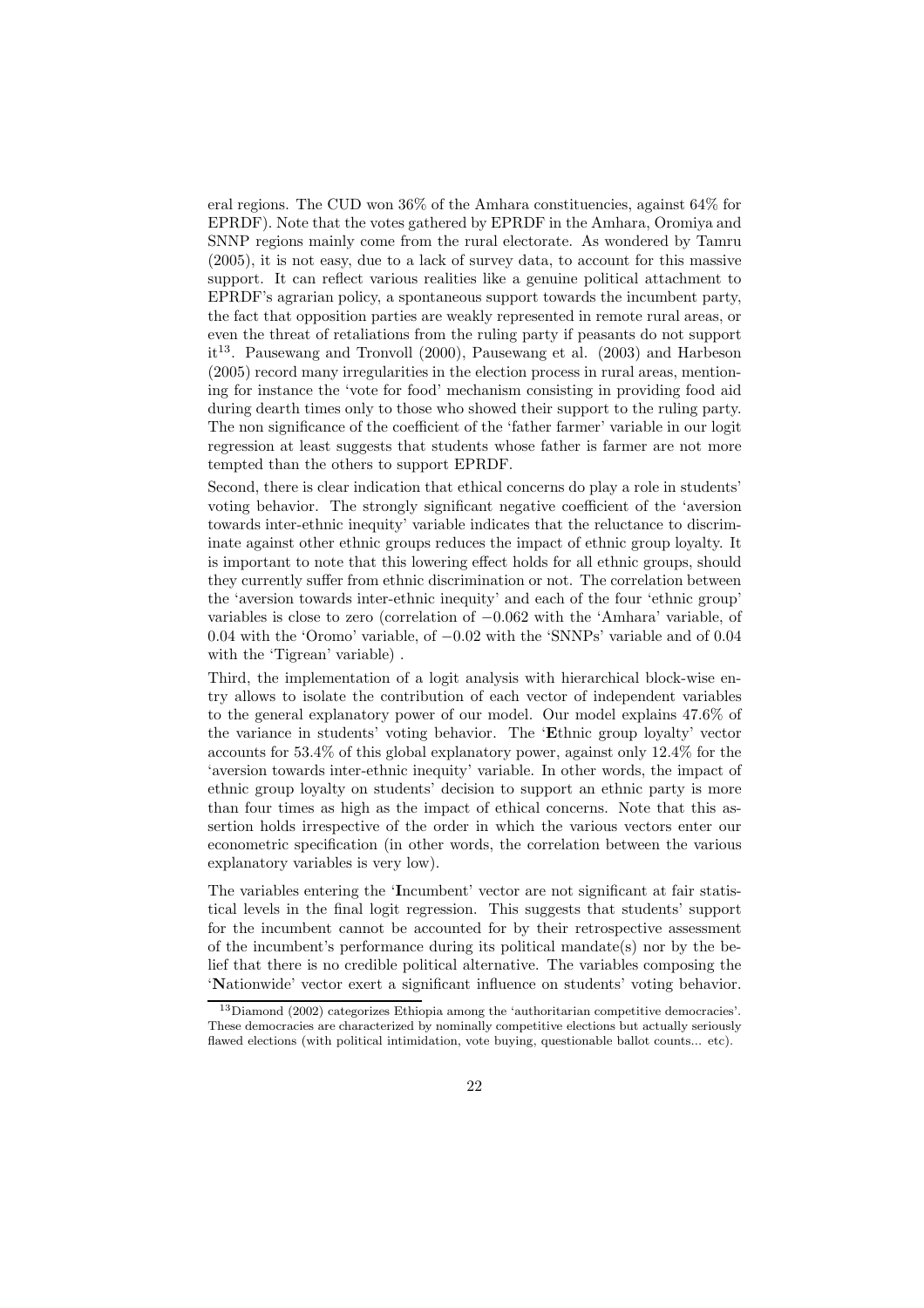eral regions. The CUD won 36% of the Amhara constituencies, against 64% for EPRDF). Note that the votes gathered by EPRDF in the Amhara, Oromiya and SNNP regions mainly come from the rural electorate. As wondered by Tamru (2005), it is not easy, due to a lack of survey data, to account for this massive support. It can reflect various realities like a genuine political attachment to EPRDF's agrarian policy, a spontaneous support towards the incumbent party, the fact that opposition parties are weakly represented in remote rural areas, or even the threat of retaliations from the ruling party if peasants do not support it[13]. Pausewang and Tronvoll (2000), Pausewang et al. (2003) and Harbeson (2005) record many irregularities in the election process in rural areas, mentioning for instance the 'vote for food' mechanism consisting in providing food aid during dearth times only to those who showed their support to the ruling party. The non significance of the coefficient of the 'father farmer' variable in our logit regression at least suggests that students whose father is farmer are not more tempted than the others to support EPRDF.

Second, there is clear indication that ethical concerns do play a role in students' voting behavior. The strongly significant negative coefficient of the 'aversion towards inter-ethnic inequity' variable indicates that the reluctance to discriminate against other ethnic groups reduces the impact of ethnic group loyalty. It is important to note that this lowering effect holds for all ethnic groups, should they currently suffer from ethnic discrimination or not. The correlation between the 'aversion towards inter-ethnic inequity' and each of the four 'ethnic group' variables is close to zero (correlation of $-0.062$ with the 'Amhara' variable, of 0.04 with the 'Oromo' variable, of $-0.02$ with the 'SNNPs' variable and of 0.04 with the 'Tigrean' variable) .

Third, the implementation of a logit analysis with hierarchical block-wise entry allows to isolate the contribution of each vector of independent variables to the general explanatory power of our model. Our model explains 47.6% of the variance in students' voting behavior. The '**E**thnic group loyalty' vector accounts for 53.4% of this global explanatory power, against only 12.4% for the 'aversion towards inter-ethnic inequity' variable. In other words, the impact of ethnic group loyalty on students' decision to support an ethnic party is more than four times as high as the impact of ethical concerns. Note that this assertion holds irrespective of the order in which the various vectors enter our econometric specification (in other words, the correlation between the various explanatory variables is very low).

The variables entering the '**I**ncumbent' vector are not significant at fair statistical levels in the final logit regression. This suggests that students' support for the incumbent cannot be accounted for by their retrospective assessment of the incumbent's performance during its political mandate(s) nor by the belief that there is no credible political alternative. The variables composing the '**N**ationwide' vector exert a significant influence on students' voting behavior.

[13] Diamond (2002) categorizes Ethiopia among the 'authoritarian competitive democracies'. These democracies are characterized by nominally competitive elections but actually seriously flawed elections (with political intimidation, vote buying, questionable ballot counts... etc).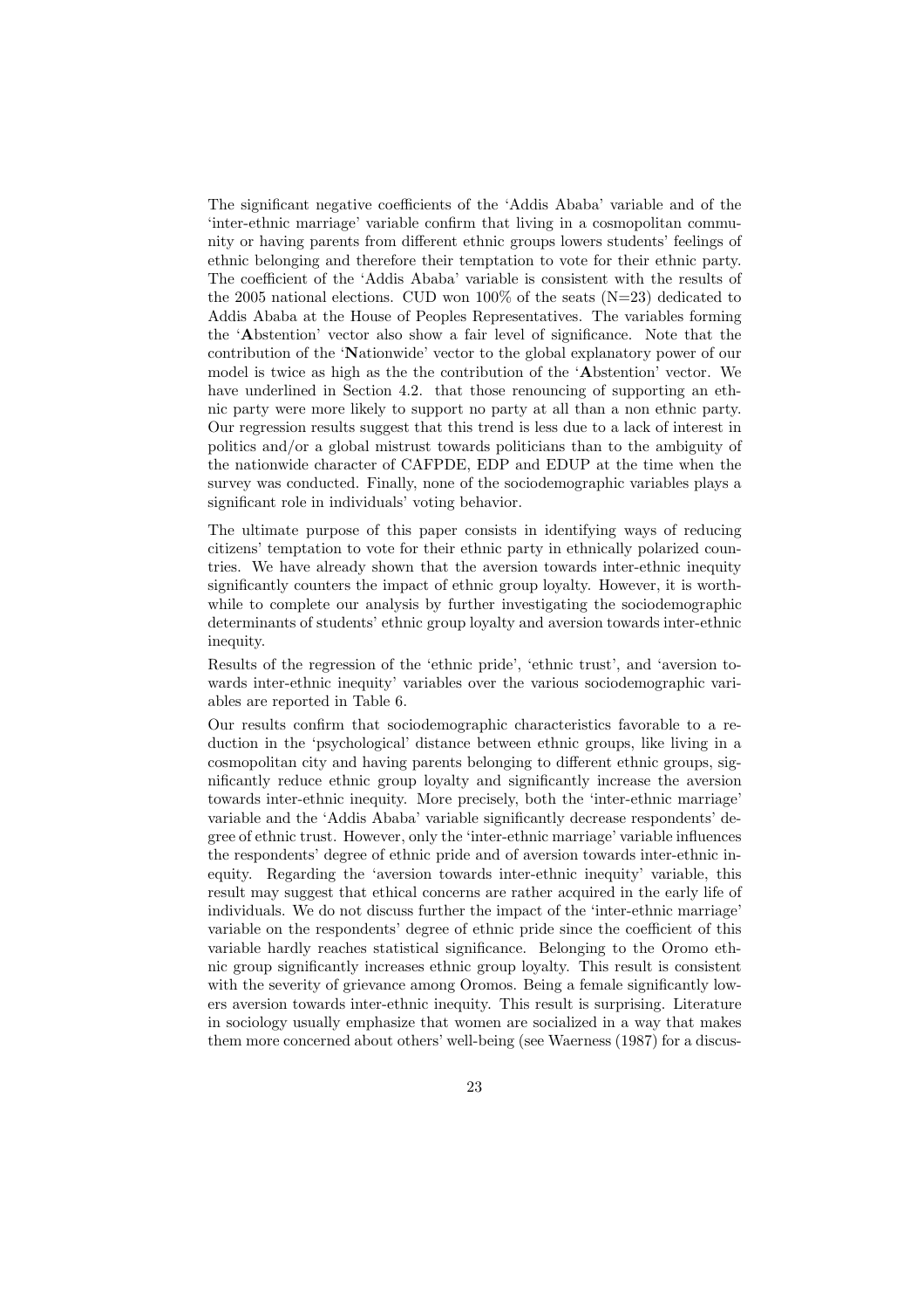The significant negative coefficients of the 'Addis Ababa' variable and of the 'inter-ethnic marriage' variable confirm that living in a cosmopolitan community or having parents from different ethnic groups lowers students' feelings of ethnic belonging and therefore their temptation to vote for their ethnic party. The coefficient of the 'Addis Ababa' variable is consistent with the results of the 2005 national elections. CUD won 100% of the seats (N=23) dedicated to Addis Ababa at the House of Peoples Representatives. The variables forming the '**A**bstention' vector also show a fair level of significance. Note that the contribution of the '**N**ationwide' vector to the global explanatory power of our model is twice as high as the the contribution of the '**A**bstention' vector. We have underlined in Section 4.2. that those renouncing of supporting an ethnic party were more likely to support no party at all than a non ethnic party. Our regression results suggest that this trend is less due to a lack of interest in politics and/or a global mistrust towards politicians than to the ambiguity of the nationwide character of CAFPDE, EDP and EDUP at the time when the survey was conducted. Finally, none of the sociodemographic variables plays a significant role in individuals' voting behavior.

The ultimate purpose of this paper consists in identifying ways of reducing citizens' temptation to vote for their ethnic party in ethnically polarized countries. We have already shown that the aversion towards inter-ethnic inequity significantly counters the impact of ethnic group loyalty. However, it is worthwhile to complete our analysis by further investigating the sociodemographic determinants of students' ethnic group loyalty and aversion towards inter-ethnic inequity.

Results of the regression of the 'ethnic pride', 'ethnic trust', and 'aversion towards inter-ethnic inequity' variables over the various sociodemographic variables are reported in Table 6.

Our results confirm that sociodemographic characteristics favorable to a reduction in the 'psychological' distance between ethnic groups, like living in a cosmopolitan city and having parents belonging to different ethnic groups, significantly reduce ethnic group loyalty and significantly increase the aversion towards inter-ethnic inequity. More precisely, both the 'inter-ethnic marriage' variable and the 'Addis Ababa' variable significantly decrease respondents' degree of ethnic trust. However, only the 'inter-ethnic marriage' variable influences the respondents' degree of ethnic pride and of aversion towards inter-ethnic inequity. Regarding the 'aversion towards inter-ethnic inequity' variable, this result may suggest that ethical concerns are rather acquired in the early life of individuals. We do not discuss further the impact of the 'inter-ethnic marriage' variable on the respondents' degree of ethnic pride since the coefficient of this variable hardly reaches statistical significance. Belonging to the Oromo ethnic group significantly increases ethnic group loyalty. This result is consistent with the severity of grievance among Oromos. Being a female significantly lowers aversion towards inter-ethnic inequity. This result is surprising. Literature in sociology usually emphasize that women are socialized in a way that makes them more concerned about others' well-being (see Waerness (1987) for a discus-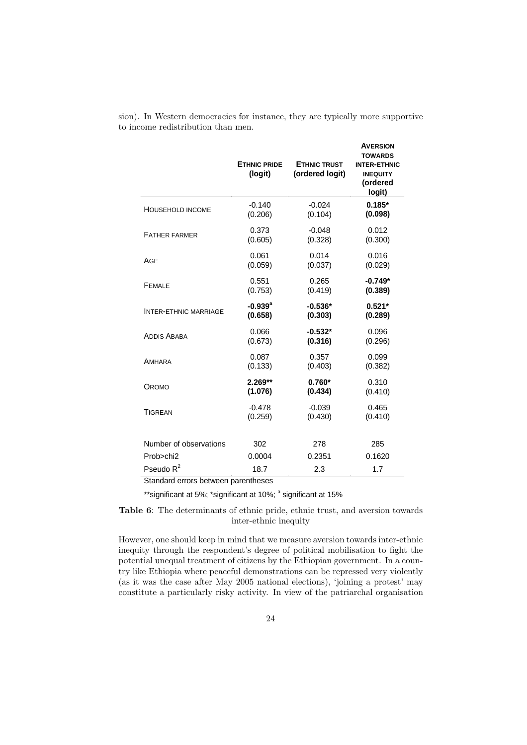sion). In Western democracies for instance, they are typically more supportive to income redistribution than men.

| | **Ethnic pride (logit)** | **Ethnic trust (ordered logit)** | **Aversion towards inter-ethnic inequity (ordered logit)** |
|---|---|---|---|
| Household income | -0.140<br>(0.206) | -0.024<br>(0.104) | **0.185***<br>**(0.098)** |
| Father farmer | 0.373<br>(0.605) | -0.048<br>(0.328) | 0.012<br>(0.300) |
| Age | 0.061<br>(0.059) | 0.014<br>(0.037) | 0.016<br>(0.029) |
| Female | 0.551<br>(0.753) | 0.265<br>(0.419) | **-0.749***<br>**(0.389)** |
| Inter-ethnic marriage | **-0.939**[a]<br>**(0.658)** | **-0.536***<br>**(0.303)** | **0.521***<br>**(0.289)** |
| Addis Ababa | 0.066<br>(0.673) | **-0.532***<br>**(0.316)** | 0.096<br>(0.296) |
| Amhara | 0.087<br>(0.133) | 0.357<br>(0.403) | 0.099<br>(0.382) |
| Oromo | **2.269****<br>**(1.076)** | **0.760***<br>**(0.434)** | 0.310<br>(0.410) |
| Tigrean | -0.478<br>(0.259) | -0.039<br>(0.430) | 0.465<br>(0.410) |
| Number of observations | 302 | 278 | 285 |
| Prob>chi2 | 0.0004 | 0.2351 | 0.1620 |
| Pseudo $R^2$ | 18.7 | 2.3 | 1.7 |

Standard errors between parentheses

**significant at 5%; *significant at 10%; [a] significant at 15%

**Table 6**: The determinants of ethnic pride, ethnic trust, and aversion towards inter-ethnic inequity

However, one should keep in mind that we measure aversion towards inter-ethnic inequity through the respondent's degree of political mobilisation to fight the potential unequal treatment of citizens by the Ethiopian government. In a country like Ethiopia where peaceful demonstrations can be repressed very violently (as it was the case after May 2005 national elections), 'joining a protest' may constitute a particularly risky activity. In view of the patriarchal organisation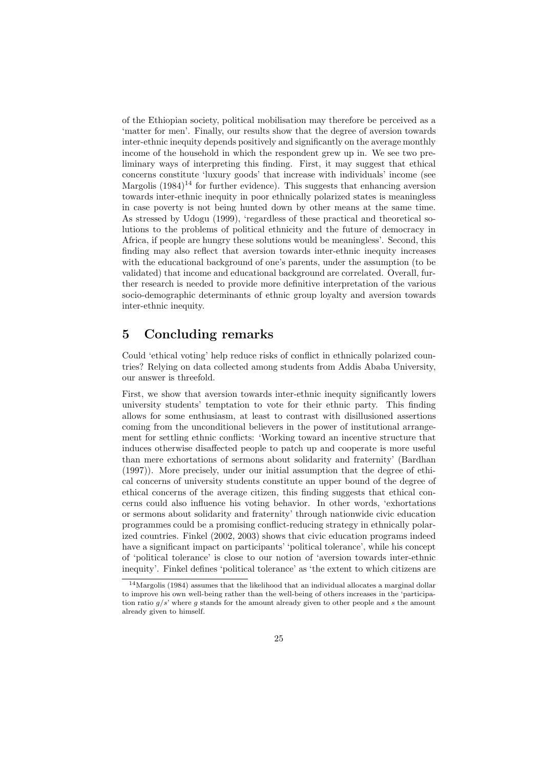of the Ethiopian society, political mobilisation may therefore be perceived as a 'matter for men'. Finally, our results show that the degree of aversion towards inter-ethnic inequity depends positively and significantly on the average monthly income of the household in which the respondent grew up in. We see two preliminary ways of interpreting this finding. First, it may suggest that ethical concerns constitute 'luxury goods' that increase with individuals' income (see Margolis (1984)[14] for further evidence). This suggests that enhancing aversion towards inter-ethnic inequity in poor ethnically polarized states is meaningless in case poverty is not being hunted down by other means at the same time. As stressed by Udogu (1999), 'regardless of these practical and theoretical solutions to the problems of political ethnicity and the future of democracy in Africa, if people are hungry these solutions would be meaningless'. Second, this finding may also reflect that aversion towards inter-ethnic inequity increases with the educational background of one's parents, under the assumption (to be validated) that income and educational background are correlated. Overall, further research is needed to provide more definitive interpretation of the various socio-demographic determinants of ethnic group loyalty and aversion towards inter-ethnic inequity.

# 5 Concluding remarks

Could 'ethical voting' help reduce risks of conflict in ethnically polarized countries? Relying on data collected among students from Addis Ababa University, our answer is threefold.

First, we show that aversion towards inter-ethnic inequity significantly lowers university students' temptation to vote for their ethnic party. This finding allows for some enthusiasm, at least to contrast with disillusioned assertions coming from the unconditional believers in the power of institutional arrangement for settling ethnic conflicts: 'Working toward an incentive structure that induces otherwise disaffected people to patch up and cooperate is more useful than mere exhortations of sermons about solidarity and fraternity' (Bardhan (1997)). More precisely, under our initial assumption that the degree of ethical concerns of university students constitute an upper bound of the degree of ethical concerns of the average citizen, this finding suggests that ethical concerns could also influence his voting behavior. In other words, 'exhortations or sermons about solidarity and fraternity' through nationwide civic education programmes could be a promising conflict-reducing strategy in ethnically polarized countries. Finkel (2002, 2003) shows that civic education programs indeed have a significant impact on participants' 'political tolerance', while his concept of 'political tolerance' is close to our notion of 'aversion towards inter-ethnic inequity'. Finkel defines 'political tolerance' as 'the extent to which citizens are

[14] Margolis (1984) assumes that the likelihood that an individual allocates a marginal dollar to improve his own well-being rather than the well-being of others increases in the 'participation ratio $g/s$' where $g$ stands for the amount already given to other people and $s$ the amount already given to himself.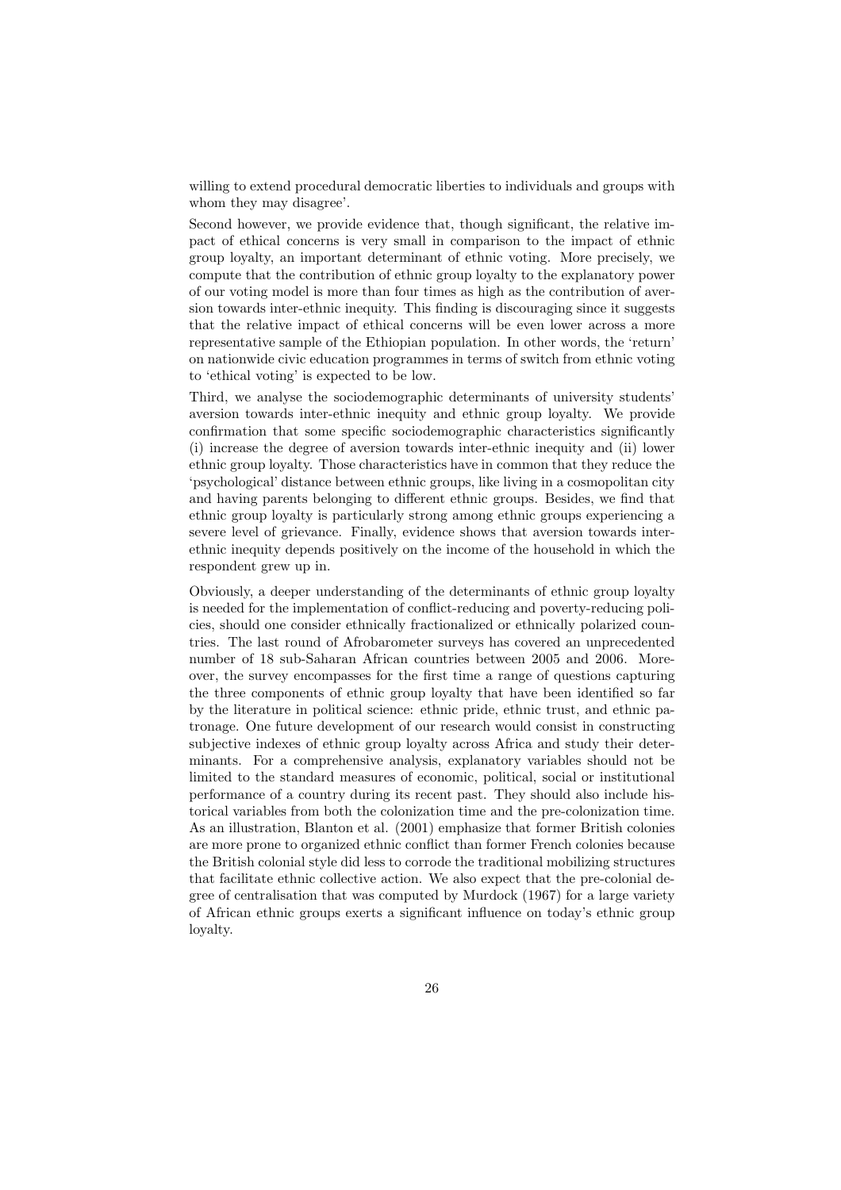willing to extend procedural democratic liberties to individuals and groups with whom they may disagree'.

Second however, we provide evidence that, though significant, the relative impact of ethical concerns is very small in comparison to the impact of ethnic group loyalty, an important determinant of ethnic voting. More precisely, we compute that the contribution of ethnic group loyalty to the explanatory power of our voting model is more than four times as high as the contribution of aversion towards inter-ethnic inequity. This finding is discouraging since it suggests that the relative impact of ethical concerns will be even lower across a more representative sample of the Ethiopian population. In other words, the 'return' on nationwide civic education programmes in terms of switch from ethnic voting to 'ethical voting' is expected to be low.

Third, we analyse the sociodemographic determinants of university students' aversion towards inter-ethnic inequity and ethnic group loyalty. We provide confirmation that some specific sociodemographic characteristics significantly (i) increase the degree of aversion towards inter-ethnic inequity and (ii) lower ethnic group loyalty. Those characteristics have in common that they reduce the 'psychological' distance between ethnic groups, like living in a cosmopolitan city and having parents belonging to different ethnic groups. Besides, we find that ethnic group loyalty is particularly strong among ethnic groups experiencing a severe level of grievance. Finally, evidence shows that aversion towards inter-ethnic inequity depends positively on the income of the household in which the respondent grew up in.

Obviously, a deeper understanding of the determinants of ethnic group loyalty is needed for the implementation of conflict-reducing and poverty-reducing policies, should one consider ethnically fractionalized or ethnically polarized countries. The last round of Afrobarometer surveys has covered an unprecedented number of 18 sub-Saharan African countries between 2005 and 2006. Moreover, the survey encompasses for the first time a range of questions capturing the three components of ethnic group loyalty that have been identified so far by the literature in political science: ethnic pride, ethnic trust, and ethnic patronage. One future development of our research would consist in constructing subjective indexes of ethnic group loyalty across Africa and study their determinants. For a comprehensive analysis, explanatory variables should not be limited to the standard measures of economic, political, social or institutional performance of a country during its recent past. They should also include historical variables from both the colonization time and the pre-colonization time. As an illustration, Blanton et al. (2001) emphasize that former British colonies are more prone to organized ethnic conflict than former French colonies because the British colonial style did less to corrode the traditional mobilizing structures that facilitate ethnic collective action. We also expect that the pre-colonial degree of centralisation that was computed by Murdock (1967) for a large variety of African ethnic groups exerts a significant influence on today's ethnic group loyalty.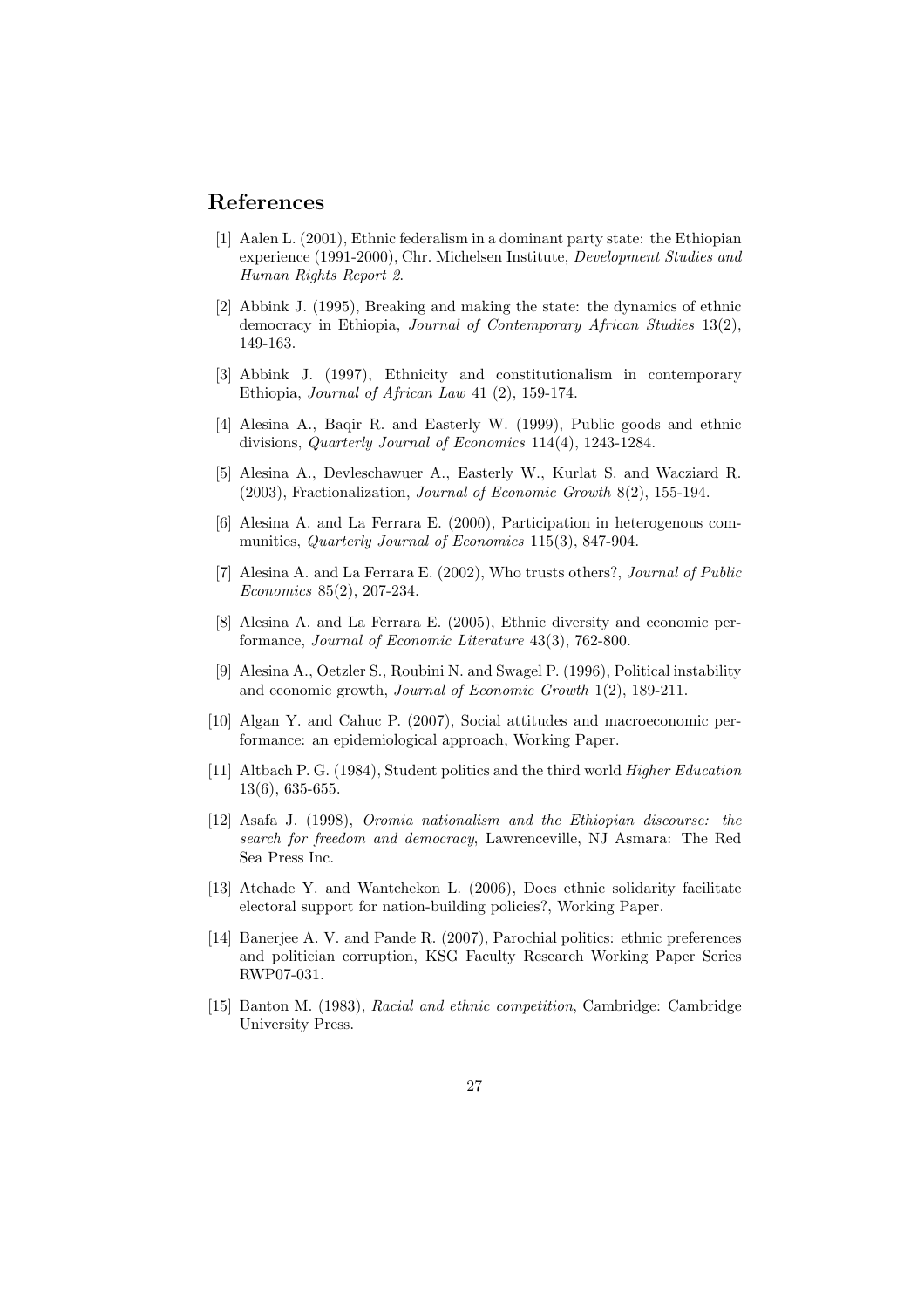## References

[1] Aalen L. (2001), Ethnic federalism in a dominant party state: the Ethiopian experience (1991-2000), Chr. Michelsen Institute, *Development Studies and Human Rights Report 2*.

[2] Abbink J. (1995), Breaking and making the state: the dynamics of ethnic democracy in Ethiopia, *Journal of Contemporary African Studies* 13(2), 149-163.

[3] Abbink J. (1997), Ethnicity and constitutionalism in contemporary Ethiopia, *Journal of African Law* 41 (2), 159-174.

[4] Alesina A., Baqir R. and Easterly W. (1999), Public goods and ethnic divisions, *Quarterly Journal of Economics* 114(4), 1243-1284.

[5] Alesina A., Devleschawuer A., Easterly W., Kurlat S. and Wacziard R. (2003), Fractionalization, *Journal of Economic Growth* 8(2), 155-194.

[6] Alesina A. and La Ferrara E. (2000), Participation in heterogenous communities, *Quarterly Journal of Economics* 115(3), 847-904.

[7] Alesina A. and La Ferrara E. (2002), Who trusts others?, *Journal of Public Economics* 85(2), 207-234.

[8] Alesina A. and La Ferrara E. (2005), Ethnic diversity and economic performance, *Journal of Economic Literature* 43(3), 762-800.

[9] Alesina A., Oetzler S., Roubini N. and Swagel P. (1996), Political instability and economic growth, *Journal of Economic Growth* 1(2), 189-211.

[10] Algan Y. and Cahuc P. (2007), Social attitudes and macroeconomic performance: an epidemiological approach, Working Paper.

[11] Altbach P. G. (1984), Student politics and the third world *Higher Education* 13(6), 635-655.

[12] Asafa J. (1998), *Oromia nationalism and the Ethiopian discourse: the search for freedom and democracy*, Lawrenceville, NJ Asmara: The Red Sea Press Inc.

[13] Atchade Y. and Wantchekon L. (2006), Does ethnic solidarity facilitate electoral support for nation-building policies?, Working Paper.

[14] Banerjee A. V. and Pande R. (2007), Parochial politics: ethnic preferences and politician corruption, KSG Faculty Research Working Paper Series RWP07-031.

[15] Banton M. (1983), *Racial and ethnic competition*, Cambridge: Cambridge University Press.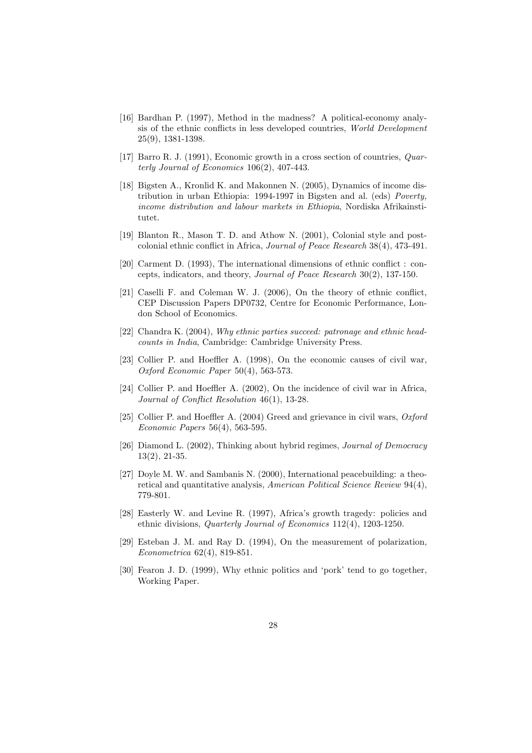[16] Bardhan P. (1997), Method in the madness? A political-economy analysis of the ethnic conflicts in less developed countries, *World Development* 25(9), 1381-1398.

[17] Barro R. J. (1991), Economic growth in a cross section of countries, *Quarterly Journal of Economics* 106(2), 407-443.

[18] Bigsten A., Kronlid K. and Makonnen N. (2005), Dynamics of income distribution in urban Ethiopia: 1994-1997 in Bigsten and al. (eds) *Poverty, income distribution and labour markets in Ethiopia*, Nordiska Afrikainstitutet.

[19] Blanton R., Mason T. D. and Athow N. (2001), Colonial style and post-colonial ethnic conflict in Africa, *Journal of Peace Research* 38(4), 473-491.

[20] Carment D. (1993), The international dimensions of ethnic conflict : concepts, indicators, and theory, *Journal of Peace Research* 30(2), 137-150.

[21] Caselli F. and Coleman W. J. (2006), On the theory of ethnic conflict, CEP Discussion Papers DP0732, Centre for Economic Performance, London School of Economics.

[22] Chandra K. (2004), *Why ethnic parties succeed: patronage and ethnic headcounts in India*, Cambridge: Cambridge University Press.

[23] Collier P. and Hoeffler A. (1998), On the economic causes of civil war, *Oxford Economic Paper* 50(4), 563-573.

[24] Collier P. and Hoeffler A. (2002), On the incidence of civil war in Africa, *Journal of Conflict Resolution* 46(1), 13-28.

[25] Collier P. and Hoeffler A. (2004) Greed and grievance in civil wars, *Oxford Economic Papers* 56(4), 563-595.

[26] Diamond L. (2002), Thinking about hybrid regimes, *Journal of Democracy* 13(2), 21-35.

[27] Doyle M. W. and Sambanis N. (2000), International peacebuilding: a theoretical and quantitative analysis, *American Political Science Review* 94(4), 779-801.

[28] Easterly W. and Levine R. (1997), Africa's growth tragedy: policies and ethnic divisions, *Quarterly Journal of Economics* 112(4), 1203-1250.

[29] Esteban J. M. and Ray D. (1994), On the measurement of polarization, *Econometrica* 62(4), 819-851.

[30] Fearon J. D. (1999), Why ethnic politics and 'pork' tend to go together, Working Paper.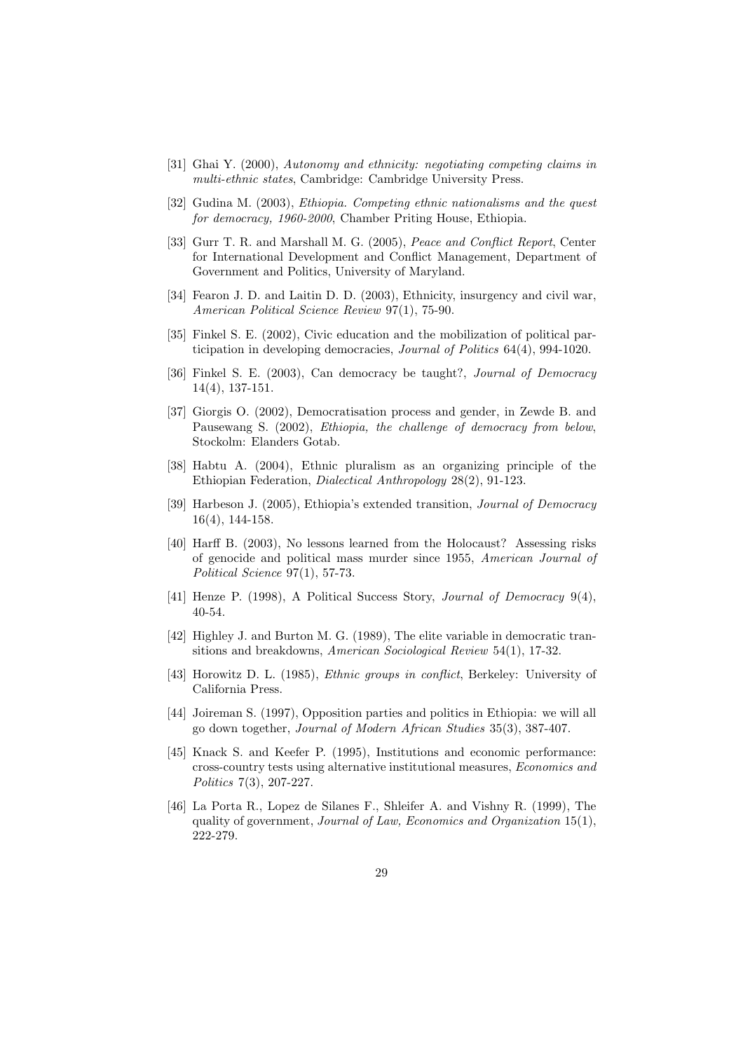[31] Ghai Y. (2000), *Autonomy and ethnicity: negotiating competing claims in multi-ethnic states*, Cambridge: Cambridge University Press.

[32] Gudina M. (2003), *Ethiopia. Competing ethnic nationalisms and the quest for democracy, 1960-2000*, Chamber Priting House, Ethiopia.

[33] Gurr T. R. and Marshall M. G. (2005), *Peace and Conflict Report*, Center for International Development and Conflict Management, Department of Government and Politics, University of Maryland.

[34] Fearon J. D. and Laitin D. D. (2003), Ethnicity, insurgency and civil war, *American Political Science Review* 97(1), 75-90.

[35] Finkel S. E. (2002), Civic education and the mobilization of political participation in developing democracies, *Journal of Politics* 64(4), 994-1020.

[36] Finkel S. E. (2003), Can democracy be taught?, *Journal of Democracy* 14(4), 137-151.

[37] Giorgis O. (2002), Democratisation process and gender, in Zewde B. and Pausewang S. (2002), *Ethiopia, the challenge of democracy from below*, Stockolm: Elanders Gotab.

[38] Habtu A. (2004), Ethnic pluralism as an organizing principle of the Ethiopian Federation, *Dialectical Anthropology* 28(2), 91-123.

[39] Harbeson J. (2005), Ethiopia's extended transition, *Journal of Democracy* 16(4), 144-158.

[40] Harff B. (2003), No lessons learned from the Holocaust? Assessing risks of genocide and political mass murder since 1955, *American Journal of Political Science* 97(1), 57-73.

[41] Henze P. (1998), A Political Success Story, *Journal of Democracy* 9(4), 40-54.

[42] Highley J. and Burton M. G. (1989), The elite variable in democratic transitions and breakdowns, *American Sociological Review* 54(1), 17-32.

[43] Horowitz D. L. (1985), *Ethnic groups in conflict*, Berkeley: University of California Press.

[44] Joireman S. (1997), Opposition parties and politics in Ethiopia: we will all go down together, *Journal of Modern African Studies* 35(3), 387-407.

[45] Knack S. and Keefer P. (1995), Institutions and economic performance: cross-country tests using alternative institutional measures, *Economics and Politics* 7(3), 207-227.

[46] La Porta R., Lopez de Silanes F., Shleifer A. and Vishny R. (1999), The quality of government, *Journal of Law, Economics and Organization* 15(1), 222-279.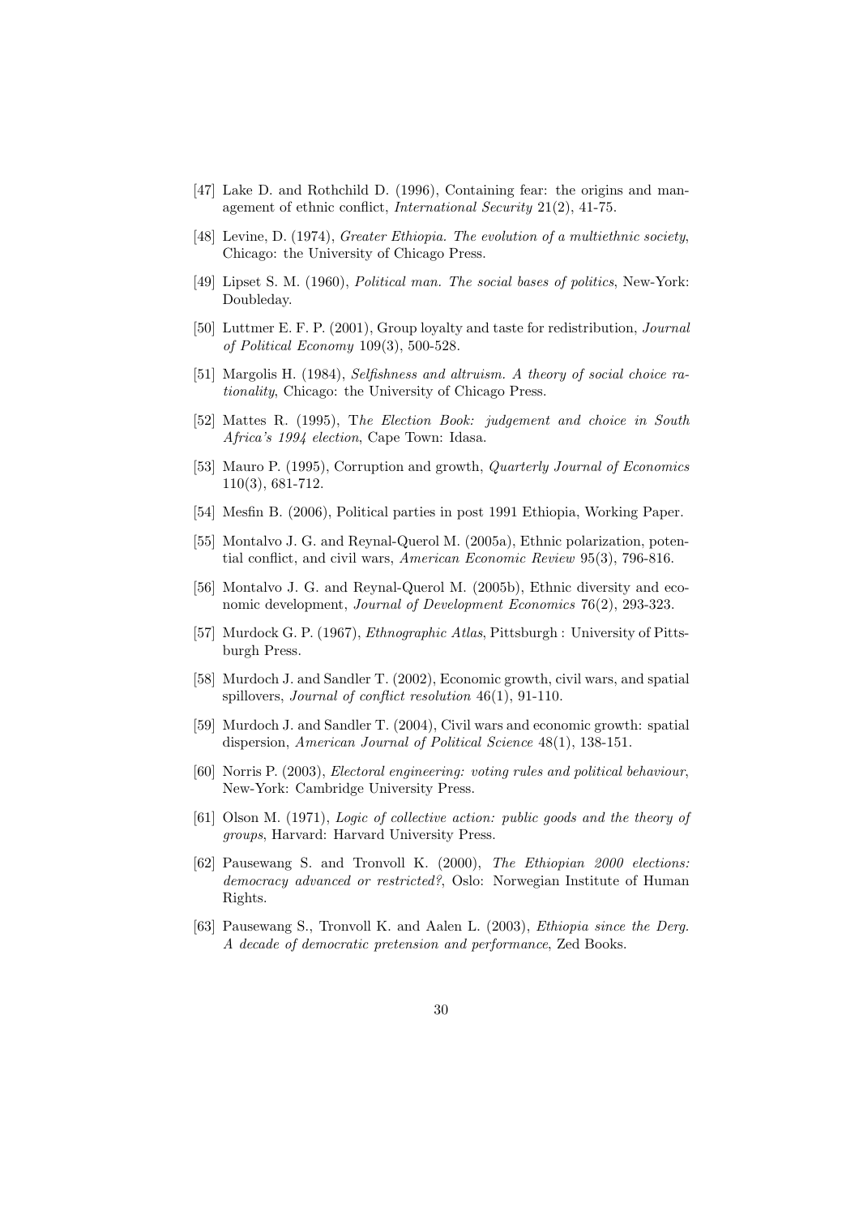[47] Lake D. and Rothchild D. (1996), Containing fear: the origins and management of ethnic conflict, *International Security* 21(2), 41-75.

[48] Levine, D. (1974), *Greater Ethiopia. The evolution of a multiethnic society*, Chicago: the University of Chicago Press.

[49] Lipset S. M. (1960), *Political man. The social bases of politics*, New-York: Doubleday.

[50] Luttmer E. F. P. (2001), Group loyalty and taste for redistribution, *Journal of Political Economy* 109(3), 500-528.

[51] Margolis H. (1984), *Selfishness and altruism. A theory of social choice rationality*, Chicago: the University of Chicago Press.

[52] Mattes R. (1995), T*he Election Book: judgement and choice in South Africa's 1994 election*, Cape Town: Idasa.

[53] Mauro P. (1995), Corruption and growth, *Quarterly Journal of Economics* 110(3), 681-712.

[54] Mesfin B. (2006), Political parties in post 1991 Ethiopia, Working Paper.

[55] Montalvo J. G. and Reynal-Querol M. (2005a), Ethnic polarization, potential conflict, and civil wars, *American Economic Review* 95(3), 796-816.

[56] Montalvo J. G. and Reynal-Querol M. (2005b), Ethnic diversity and economic development, *Journal of Development Economics* 76(2), 293-323.

[57] Murdock G. P. (1967), *Ethnographic Atlas*, Pittsburgh : University of Pittsburgh Press.

[58] Murdoch J. and Sandler T. (2002), Economic growth, civil wars, and spatial spillovers, *Journal of conflict resolution* 46(1), 91-110.

[59] Murdoch J. and Sandler T. (2004), Civil wars and economic growth: spatial dispersion, *American Journal of Political Science* 48(1), 138-151.

[60] Norris P. (2003), *Electoral engineering: voting rules and political behaviour*, New-York: Cambridge University Press.

[61] Olson M. (1971), *Logic of collective action: public goods and the theory of groups*, Harvard: Harvard University Press.

[62] Pausewang S. and Tronvoll K. (2000), *The Ethiopian 2000 elections: democracy advanced or restricted?*, Oslo: Norwegian Institute of Human Rights.

[63] Pausewang S., Tronvoll K. and Aalen L. (2003), *Ethiopia since the Derg. A decade of democratic pretension and performance*, Zed Books.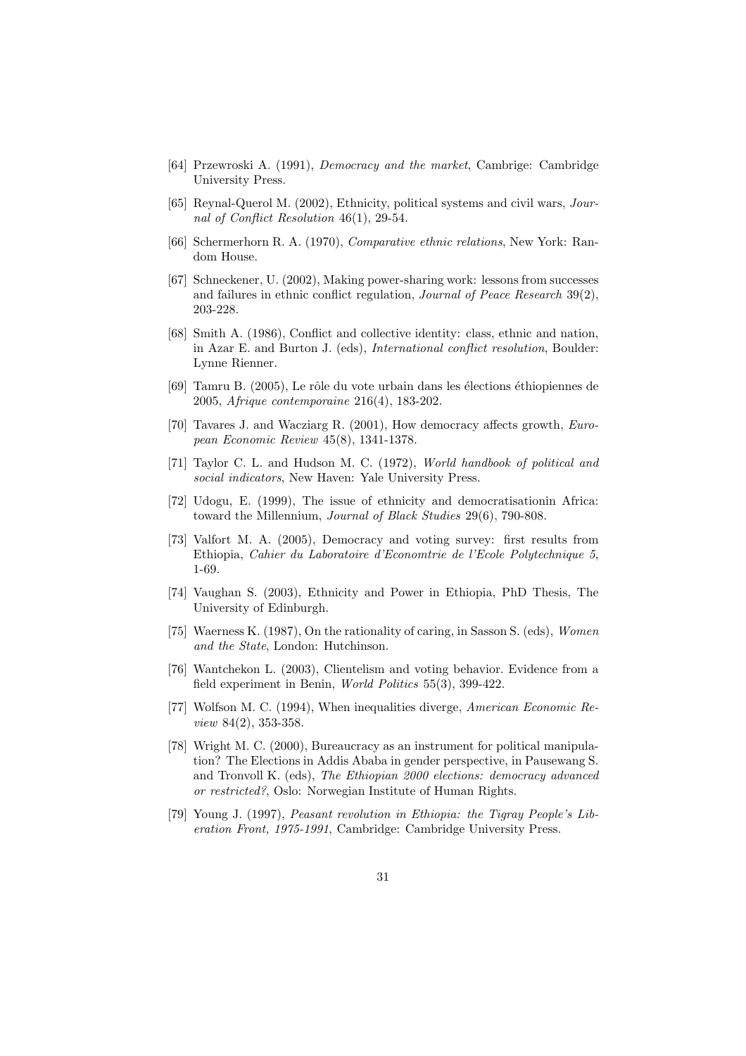[64] Przewroski A. (1991), *Democracy and the market*, Cambrige: Cambridge University Press.

[65] Reynal-Querol M. (2002), Ethnicity, political systems and civil wars, *Journal of Conflict Resolution* 46(1), 29-54.

[66] Schermerhorn R. A. (1970), *Comparative ethnic relations*, New York: Random House.

[67] Schneckener, U. (2002), Making power-sharing work: lessons from successes and failures in ethnic conflict regulation, *Journal of Peace Research* 39(2), 203-228.

[68] Smith A. (1986), Conflict and collective identity: class, ethnic and nation, in Azar E. and Burton J. (eds), *International conflict resolution*, Boulder: Lynne Rienner.

[69] Tamru B. (2005), Le rôle du vote urbain dans les élections éthiopiennes de 2005, *Afrique contemporaine* 216(4), 183-202.

[70] Tavares J. and Wacziarg R. (2001), How democracy affects growth, *European Economic Review* 45(8), 1341-1378.

[71] Taylor C. L. and Hudson M. C. (1972), *World handbook of political and social indicators*, New Haven: Yale University Press.

[72] Udogu, E. (1999), The issue of ethnicity and democratisationin Africa: toward the Millennium, *Journal of Black Studies* 29(6), 790-808.

[73] Valfort M. A. (2005), Democracy and voting survey: first results from Ethiopia, *Cahier du Laboratoire d'Economtrie de l'Ecole Polytechnique 5*, 1-69.

[74] Vaughan S. (2003), Ethnicity and Power in Ethiopia, PhD Thesis, The University of Edinburgh.

[75] Waerness K. (1987), On the rationality of caring, in Sasson S. (eds), *Women and the State*, London: Hutchinson.

[76] Wantchekon L. (2003), Clientelism and voting behavior. Evidence from a field experiment in Benin, *World Politics* 55(3), 399-422.

[77] Wolfson M. C. (1994), When inequalities diverge, *American Economic Review* 84(2), 353-358.

[78] Wright M. C. (2000), Bureaucracy as an instrument for political manipulation? The Elections in Addis Ababa in gender perspective, in Pausewang S. and Tronvoll K. (eds), *The Ethiopian 2000 elections: democracy advanced or restricted?*, Oslo: Norwegian Institute of Human Rights.

[79] Young J. (1997), *Peasant revolution in Ethiopia: the Tigray People's Liberation Front, 1975-1991*, Cambridge: Cambridge University Press.